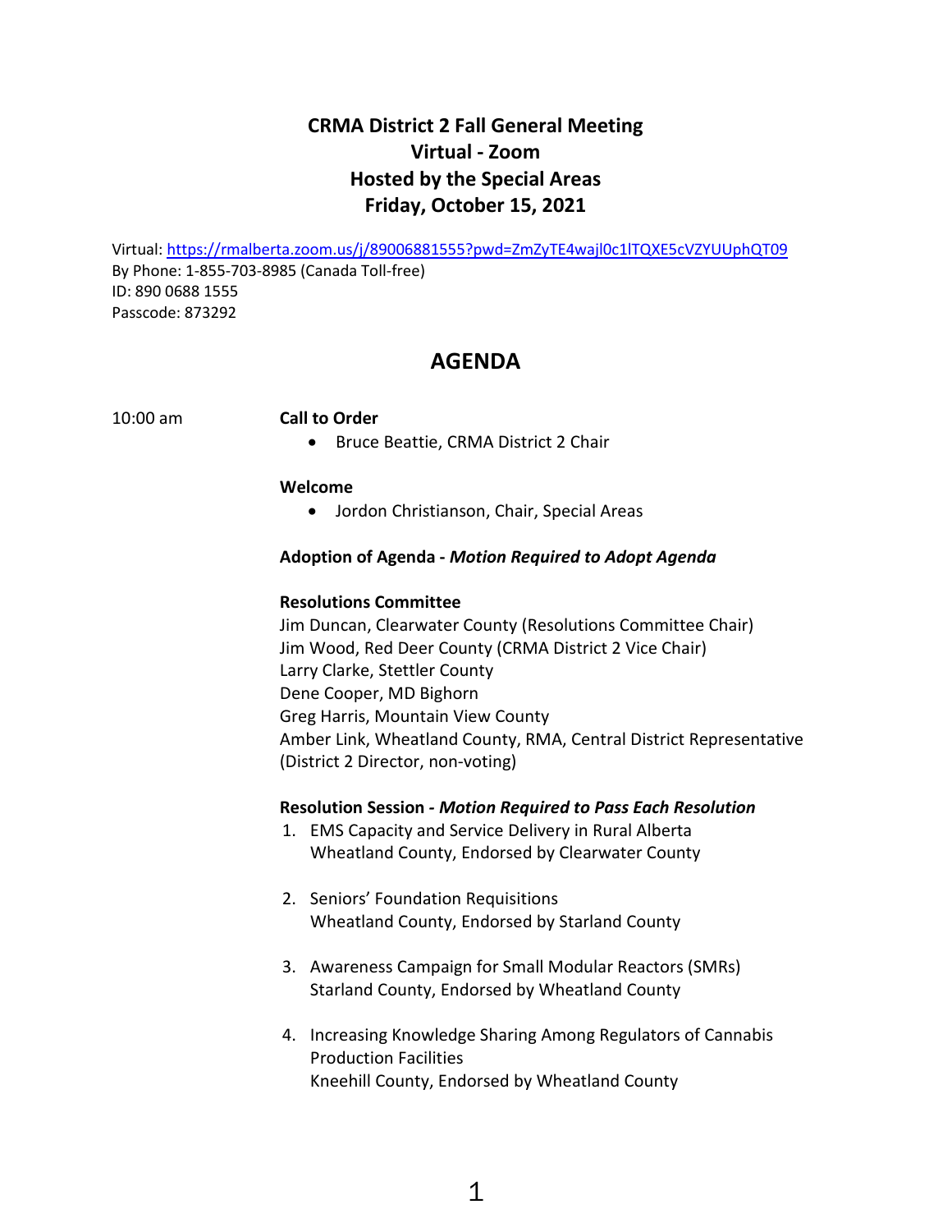# CRMA District 2 Fall General Meeting
## Virtual - Zoom
## Hosted by the Special Areas
## Friday, October 15, 2021

Virtual: https://rmalberta.zoom.us/j/89006881555?pwd=ZmZyTE4wajl0c1lTQXE5cVZYUUphQT09
By Phone: 1-855-703-8985 (Canada Toll-free)
ID: 890 0688 1555
Passcode: 873292

## AGENDA

10:00 am

**Call to Order**

- Bruce Beattie, CRMA District 2 Chair

**Welcome**

- Jordon Christianson, Chair, Special Areas

**Adoption of Agenda - *Motion Required to Adopt Agenda***

**Resolutions Committee**

Jim Duncan, Clearwater County (Resolutions Committee Chair)
Jim Wood, Red Deer County (CRMA District 2 Vice Chair)
Larry Clarke, Stettler County
Dene Cooper, MD Bighorn
Greg Harris, Mountain View County
Amber Link, Wheatland County, RMA, Central District Representative (District 2 Director, non-voting)

**Resolution Session - *Motion Required to Pass Each Resolution***

1. EMS Capacity and Service Delivery in Rural Alberta
   Wheatland County, Endorsed by Clearwater County

2. Seniors' Foundation Requisitions
   Wheatland County, Endorsed by Starland County

3. Awareness Campaign for Small Modular Reactors (SMRs)
   Starland County, Endorsed by Wheatland County

4. Increasing Knowledge Sharing Among Regulators of Cannabis Production Facilities
   Kneehill County, Endorsed by Wheatland County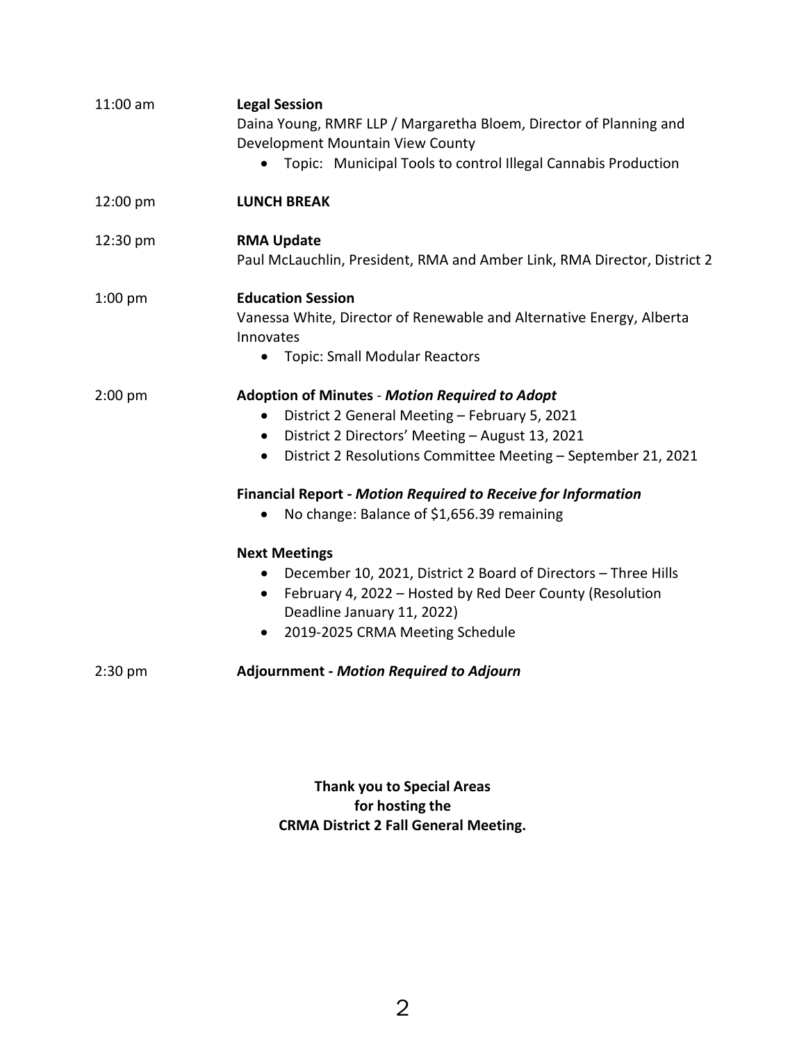11:00 am **Legal Session**
Daina Young, RMRF LLP / Margaretha Bloem, Director of Planning and Development Mountain View County

- Topic: Municipal Tools to control Illegal Cannabis Production

12:00 pm **LUNCH BREAK**

12:30 pm **RMA Update**
Paul McLauchlin, President, RMA and Amber Link, RMA Director, District 2

1:00 pm **Education Session**
Vanessa White, Director of Renewable and Alternative Energy, Alberta Innovates

- Topic: Small Modular Reactors

2:00 pm **Adoption of Minutes** - ***Motion Required to Adopt***

- District 2 General Meeting – February 5, 2021
- District 2 Directors' Meeting – August 13, 2021
- District 2 Resolutions Committee Meeting – September 21, 2021

**Financial Report -** ***Motion Required to Receive for Information***

- No change: Balance of $1,656.39 remaining

**Next Meetings**

- December 10, 2021, District 2 Board of Directors – Three Hills
- February 4, 2022 – Hosted by Red Deer County (Resolution Deadline January 11, 2022)
- 2019-2025 CRMA Meeting Schedule

2:30 pm **Adjournment -** ***Motion Required to Adjourn***

**Thank you to Special Areas**
**for hosting the**
**CRMA District 2 Fall General Meeting.**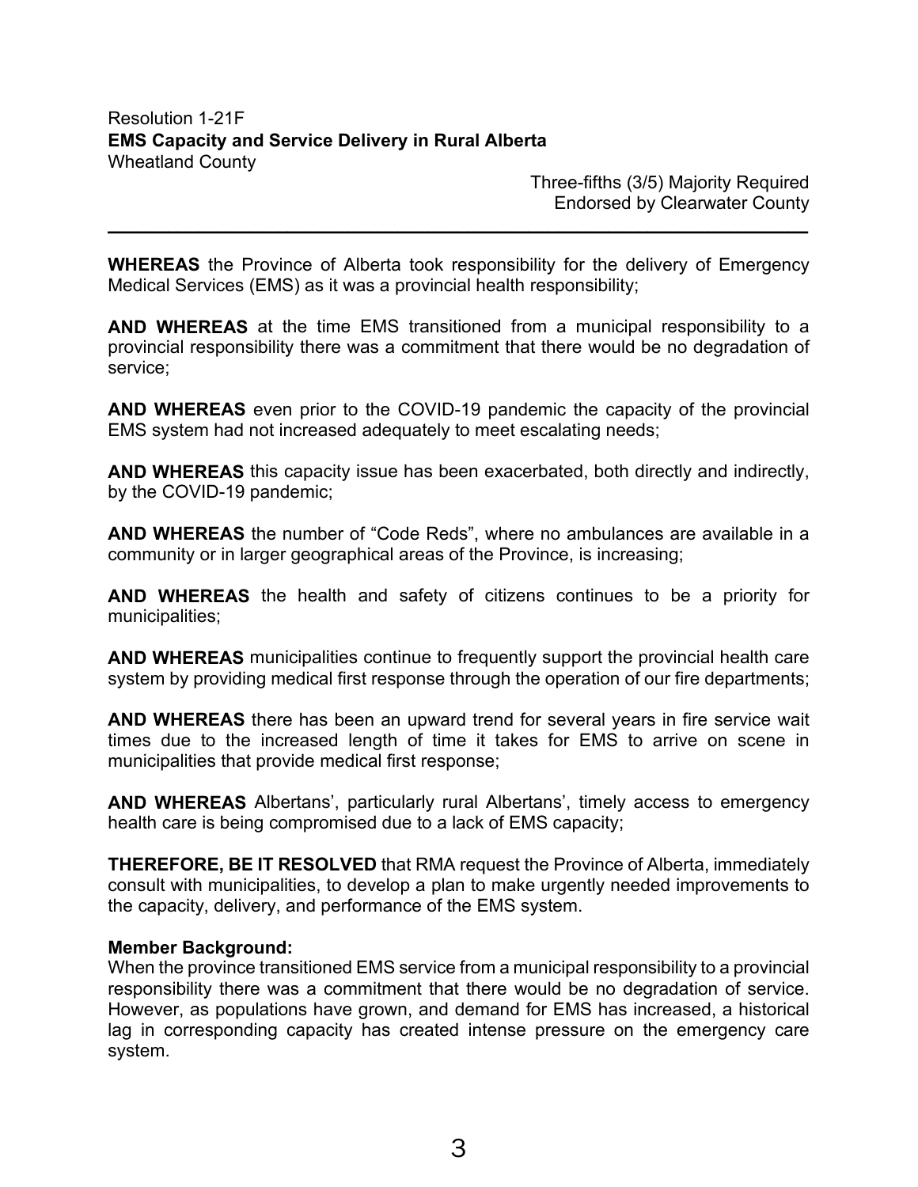Resolution 1-21F
**EMS Capacity and Service Delivery in Rural Alberta**
Wheatland County

Three-fifths (3/5) Majority Required
Endorsed by Clearwater County

---

**WHEREAS** the Province of Alberta took responsibility for the delivery of Emergency Medical Services (EMS) as it was a provincial health responsibility;

**AND WHEREAS** at the time EMS transitioned from a municipal responsibility to a provincial responsibility there was a commitment that there would be no degradation of service;

**AND WHEREAS** even prior to the COVID-19 pandemic the capacity of the provincial EMS system had not increased adequately to meet escalating needs;

**AND WHEREAS** this capacity issue has been exacerbated, both directly and indirectly, by the COVID-19 pandemic;

**AND WHEREAS** the number of "Code Reds", where no ambulances are available in a community or in larger geographical areas of the Province, is increasing;

**AND WHEREAS** the health and safety of citizens continues to be a priority for municipalities;

**AND WHEREAS** municipalities continue to frequently support the provincial health care system by providing medical first response through the operation of our fire departments;

**AND WHEREAS** there has been an upward trend for several years in fire service wait times due to the increased length of time it takes for EMS to arrive on scene in municipalities that provide medical first response;

**AND WHEREAS** Albertans', particularly rural Albertans', timely access to emergency health care is being compromised due to a lack of EMS capacity;

**THEREFORE, BE IT RESOLVED** that RMA request the Province of Alberta, immediately consult with municipalities, to develop a plan to make urgently needed improvements to the capacity, delivery, and performance of the EMS system.

**Member Background:**
When the province transitioned EMS service from a municipal responsibility to a provincial responsibility there was a commitment that there would be no degradation of service. However, as populations have grown, and demand for EMS has increased, a historical lag in corresponding capacity has created intense pressure on the emergency care system.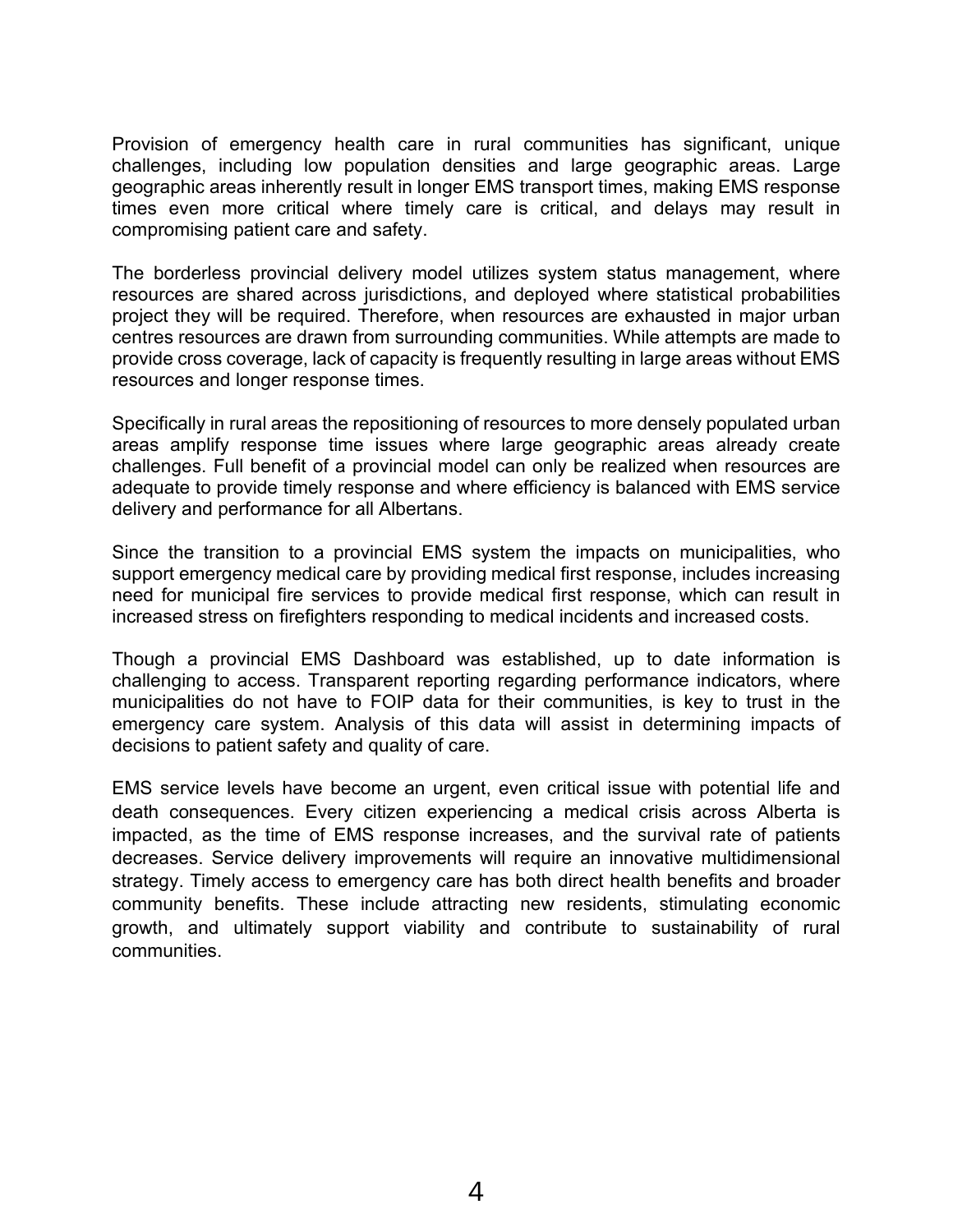Provision of emergency health care in rural communities has significant, unique challenges, including low population densities and large geographic areas. Large geographic areas inherently result in longer EMS transport times, making EMS response times even more critical where timely care is critical, and delays may result in compromising patient care and safety.

The borderless provincial delivery model utilizes system status management, where resources are shared across jurisdictions, and deployed where statistical probabilities project they will be required. Therefore, when resources are exhausted in major urban centres resources are drawn from surrounding communities. While attempts are made to provide cross coverage, lack of capacity is frequently resulting in large areas without EMS resources and longer response times.

Specifically in rural areas the repositioning of resources to more densely populated urban areas amplify response time issues where large geographic areas already create challenges. Full benefit of a provincial model can only be realized when resources are adequate to provide timely response and where efficiency is balanced with EMS service delivery and performance for all Albertans.

Since the transition to a provincial EMS system the impacts on municipalities, who support emergency medical care by providing medical first response, includes increasing need for municipal fire services to provide medical first response, which can result in increased stress on firefighters responding to medical incidents and increased costs.

Though a provincial EMS Dashboard was established, up to date information is challenging to access. Transparent reporting regarding performance indicators, where municipalities do not have to FOIP data for their communities, is key to trust in the emergency care system. Analysis of this data will assist in determining impacts of decisions to patient safety and quality of care.

EMS service levels have become an urgent, even critical issue with potential life and death consequences. Every citizen experiencing a medical crisis across Alberta is impacted, as the time of EMS response increases, and the survival rate of patients decreases. Service delivery improvements will require an innovative multidimensional strategy. Timely access to emergency care has both direct health benefits and broader community benefits. These include attracting new residents, stimulating economic growth, and ultimately support viability and contribute to sustainability of rural communities.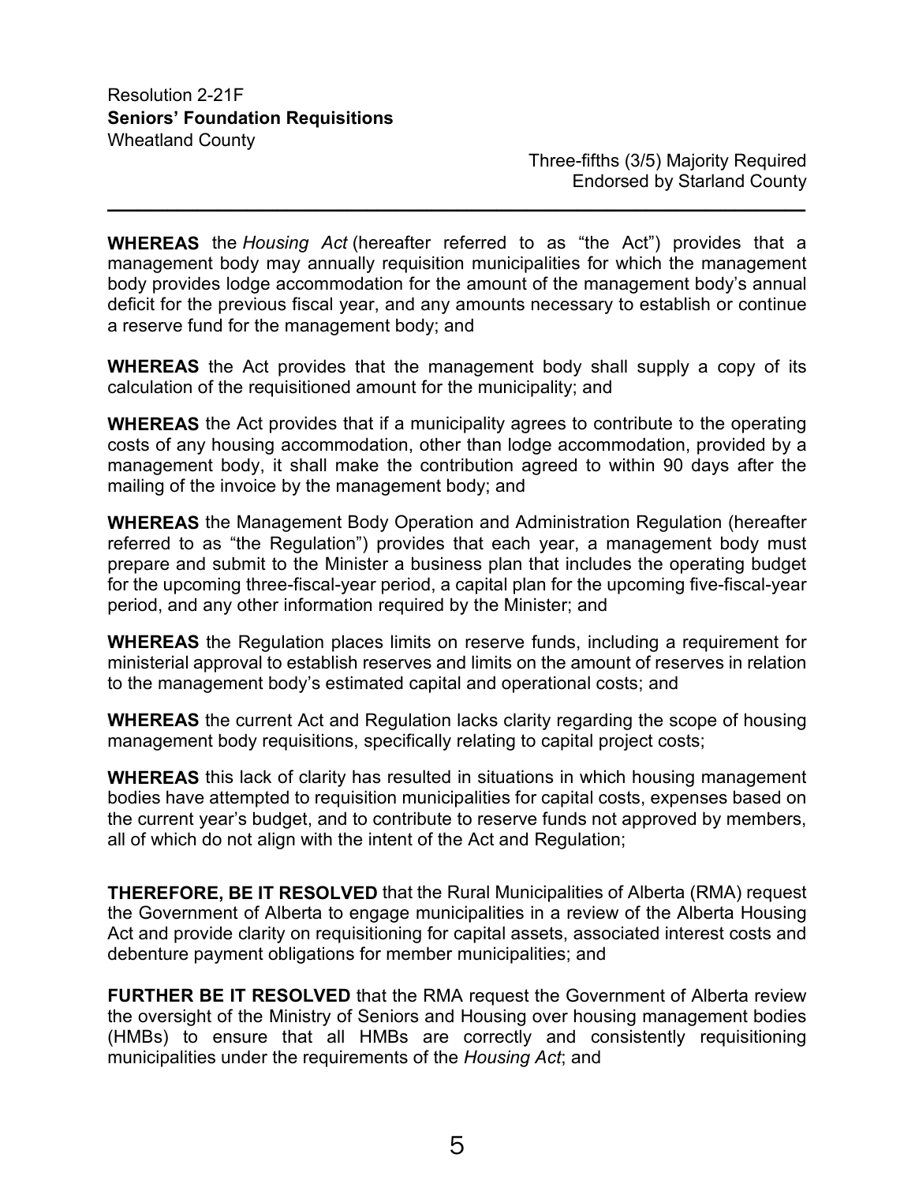Resolution 2-21F
**Seniors' Foundation Requisitions**
Wheatland County

Three-fifths (3/5) Majority Required
Endorsed by Starland County

---

**WHEREAS** the *Housing Act* (hereafter referred to as "the Act") provides that a management body may annually requisition municipalities for which the management body provides lodge accommodation for the amount of the management body's annual deficit for the previous fiscal year, and any amounts necessary to establish or continue a reserve fund for the management body; and

**WHEREAS** the Act provides that the management body shall supply a copy of its calculation of the requisitioned amount for the municipality; and

**WHEREAS** the Act provides that if a municipality agrees to contribute to the operating costs of any housing accommodation, other than lodge accommodation, provided by a management body, it shall make the contribution agreed to within 90 days after the mailing of the invoice by the management body; and

**WHEREAS** the Management Body Operation and Administration Regulation (hereafter referred to as "the Regulation") provides that each year, a management body must prepare and submit to the Minister a business plan that includes the operating budget for the upcoming three-fiscal-year period, a capital plan for the upcoming five-fiscal-year period, and any other information required by the Minister; and

**WHEREAS** the Regulation places limits on reserve funds, including a requirement for ministerial approval to establish reserves and limits on the amount of reserves in relation to the management body's estimated capital and operational costs; and

**WHEREAS** the current Act and Regulation lacks clarity regarding the scope of housing management body requisitions, specifically relating to capital project costs;

**WHEREAS** this lack of clarity has resulted in situations in which housing management bodies have attempted to requisition municipalities for capital costs, expenses based on the current year's budget, and to contribute to reserve funds not approved by members, all of which do not align with the intent of the Act and Regulation;

**THEREFORE, BE IT RESOLVED** that the Rural Municipalities of Alberta (RMA) request the Government of Alberta to engage municipalities in a review of the Alberta Housing Act and provide clarity on requisitioning for capital assets, associated interest costs and debenture payment obligations for member municipalities; and

**FURTHER BE IT RESOLVED** that the RMA request the Government of Alberta review the oversight of the Ministry of Seniors and Housing over housing management bodies (HMBs) to ensure that all HMBs are correctly and consistently requisitioning municipalities under the requirements of the *Housing Act*; and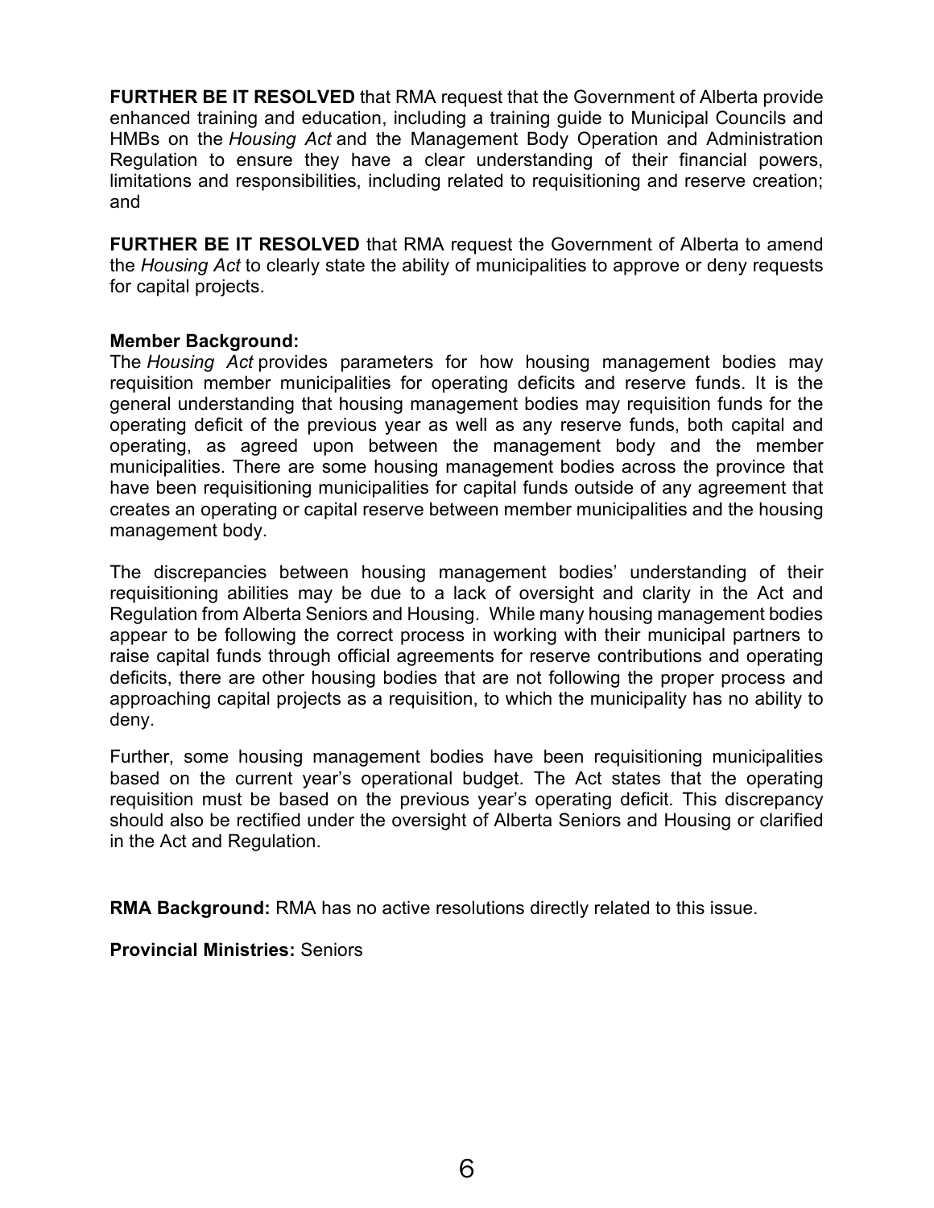**FURTHER BE IT RESOLVED** that RMA request that the Government of Alberta provide enhanced training and education, including a training guide to Municipal Councils and HMBs on the *Housing Act* and the Management Body Operation and Administration Regulation to ensure they have a clear understanding of their financial powers, limitations and responsibilities, including related to requisitioning and reserve creation; and

**FURTHER BE IT RESOLVED** that RMA request the Government of Alberta to amend the *Housing Act* to clearly state the ability of municipalities to approve or deny requests for capital projects.

**Member Background:**
The *Housing Act* provides parameters for how housing management bodies may requisition member municipalities for operating deficits and reserve funds. It is the general understanding that housing management bodies may requisition funds for the operating deficit of the previous year as well as any reserve funds, both capital and operating, as agreed upon between the management body and the member municipalities. There are some housing management bodies across the province that have been requisitioning municipalities for capital funds outside of any agreement that creates an operating or capital reserve between member municipalities and the housing management body.

The discrepancies between housing management bodies' understanding of their requisitioning abilities may be due to a lack of oversight and clarity in the Act and Regulation from Alberta Seniors and Housing. While many housing management bodies appear to be following the correct process in working with their municipal partners to raise capital funds through official agreements for reserve contributions and operating deficits, there are other housing bodies that are not following the proper process and approaching capital projects as a requisition, to which the municipality has no ability to deny.

Further, some housing management bodies have been requisitioning municipalities based on the current year's operational budget. The Act states that the operating requisition must be based on the previous year's operating deficit. This discrepancy should also be rectified under the oversight of Alberta Seniors and Housing or clarified in the Act and Regulation.

**RMA Background:** RMA has no active resolutions directly related to this issue.

**Provincial Ministries:** Seniors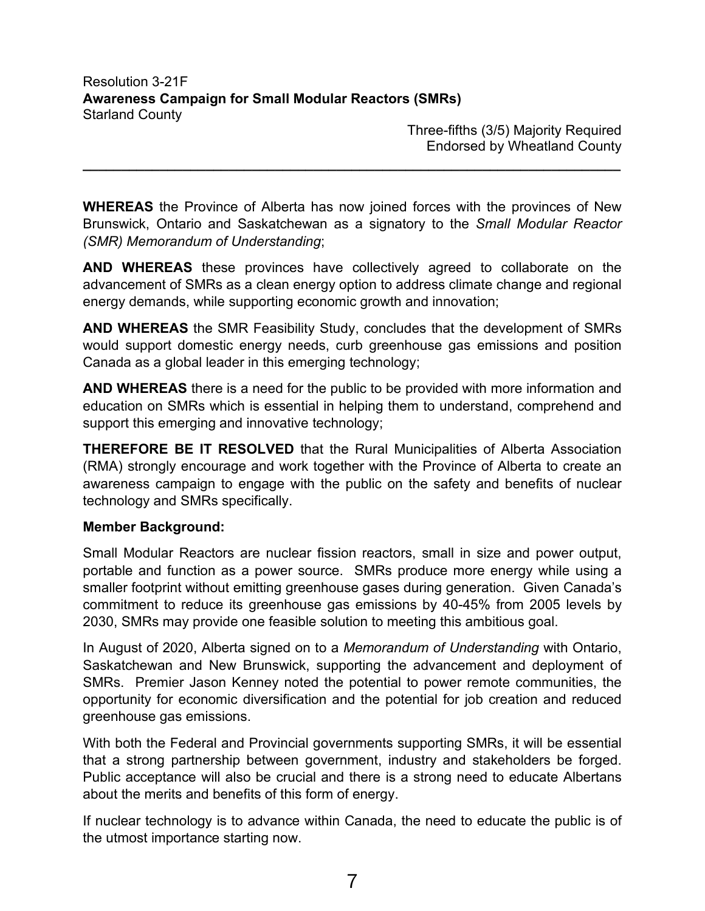Resolution 3-21F
**Awareness Campaign for Small Modular Reactors (SMRs)**
Starland County

Three-fifths (3/5) Majority Required
Endorsed by Wheatland County

---

**WHEREAS** the Province of Alberta has now joined forces with the provinces of New Brunswick, Ontario and Saskatchewan as a signatory to the *Small Modular Reactor (SMR) Memorandum of Understanding*;

**AND WHEREAS** these provinces have collectively agreed to collaborate on the advancement of SMRs as a clean energy option to address climate change and regional energy demands, while supporting economic growth and innovation;

**AND WHEREAS** the SMR Feasibility Study, concludes that the development of SMRs would support domestic energy needs, curb greenhouse gas emissions and position Canada as a global leader in this emerging technology;

**AND WHEREAS** there is a need for the public to be provided with more information and education on SMRs which is essential in helping them to understand, comprehend and support this emerging and innovative technology;

**THEREFORE BE IT RESOLVED** that the Rural Municipalities of Alberta Association (RMA) strongly encourage and work together with the Province of Alberta to create an awareness campaign to engage with the public on the safety and benefits of nuclear technology and SMRs specifically.

**Member Background:**

Small Modular Reactors are nuclear fission reactors, small in size and power output, portable and function as a power source. SMRs produce more energy while using a smaller footprint without emitting greenhouse gases during generation. Given Canada's commitment to reduce its greenhouse gas emissions by 40-45% from 2005 levels by 2030, SMRs may provide one feasible solution to meeting this ambitious goal.

In August of 2020, Alberta signed on to a *Memorandum of Understanding* with Ontario, Saskatchewan and New Brunswick, supporting the advancement and deployment of SMRs. Premier Jason Kenney noted the potential to power remote communities, the opportunity for economic diversification and the potential for job creation and reduced greenhouse gas emissions.

With both the Federal and Provincial governments supporting SMRs, it will be essential that a strong partnership between government, industry and stakeholders be forged. Public acceptance will also be crucial and there is a strong need to educate Albertans about the merits and benefits of this form of energy.

If nuclear technology is to advance within Canada, the need to educate the public is of the utmost importance starting now.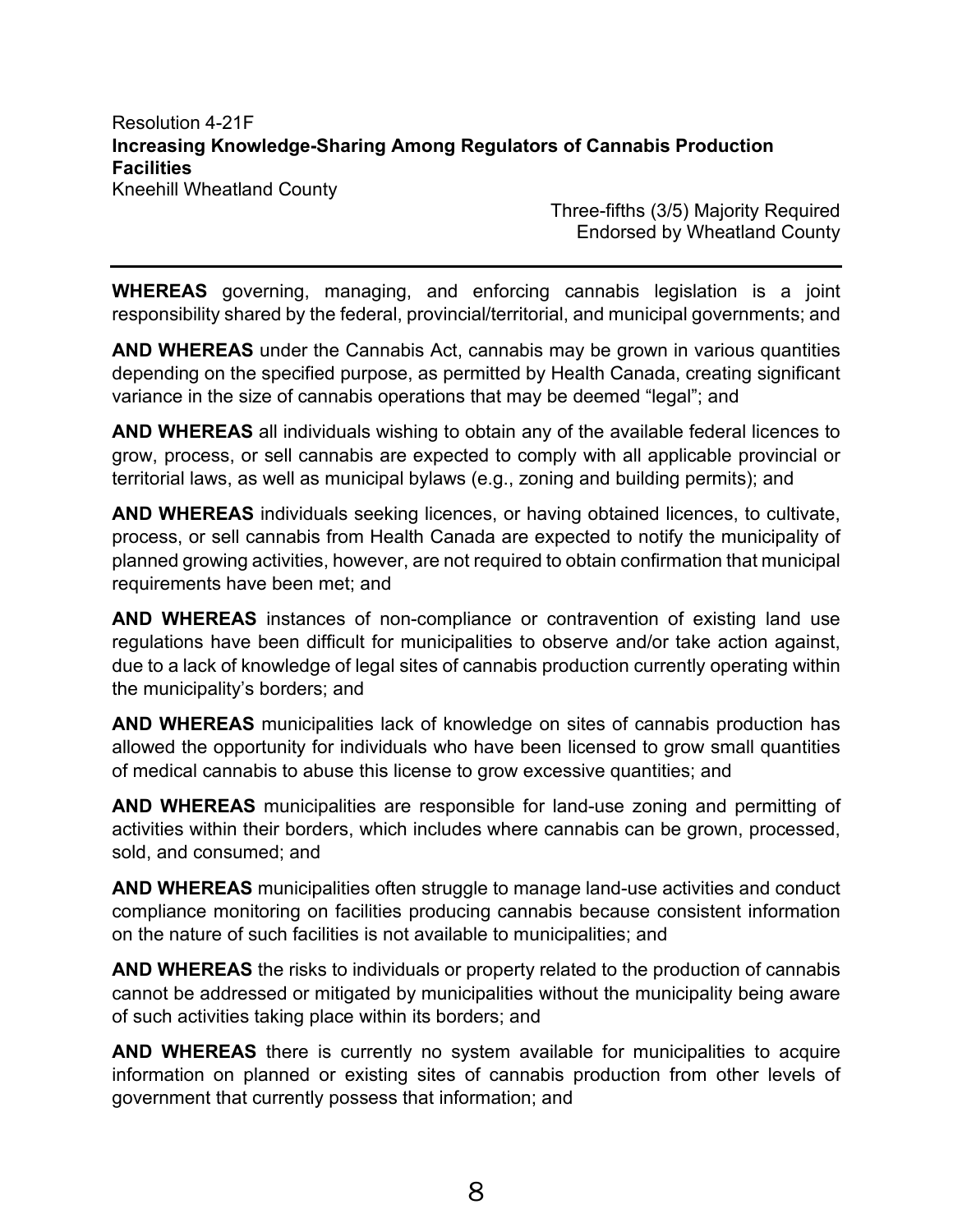Resolution 4-21F

**Increasing Knowledge-Sharing Among Regulators of Cannabis Production Facilities**

Kneehill Wheatland County

Three-fifths (3/5) Majority Required
Endorsed by Wheatland County

---

**WHEREAS** governing, managing, and enforcing cannabis legislation is a joint responsibility shared by the federal, provincial/territorial, and municipal governments; and

**AND WHEREAS** under the Cannabis Act, cannabis may be grown in various quantities depending on the specified purpose, as permitted by Health Canada, creating significant variance in the size of cannabis operations that may be deemed "legal"; and

**AND WHEREAS** all individuals wishing to obtain any of the available federal licences to grow, process, or sell cannabis are expected to comply with all applicable provincial or territorial laws, as well as municipal bylaws (e.g., zoning and building permits); and

**AND WHEREAS** individuals seeking licences, or having obtained licences, to cultivate, process, or sell cannabis from Health Canada are expected to notify the municipality of planned growing activities, however, are not required to obtain confirmation that municipal requirements have been met; and

**AND WHEREAS** instances of non-compliance or contravention of existing land use regulations have been difficult for municipalities to observe and/or take action against, due to a lack of knowledge of legal sites of cannabis production currently operating within the municipality's borders; and

**AND WHEREAS** municipalities lack of knowledge on sites of cannabis production has allowed the opportunity for individuals who have been licensed to grow small quantities of medical cannabis to abuse this license to grow excessive quantities; and

**AND WHEREAS** municipalities are responsible for land-use zoning and permitting of activities within their borders, which includes where cannabis can be grown, processed, sold, and consumed; and

**AND WHEREAS** municipalities often struggle to manage land-use activities and conduct compliance monitoring on facilities producing cannabis because consistent information on the nature of such facilities is not available to municipalities; and

**AND WHEREAS** the risks to individuals or property related to the production of cannabis cannot be addressed or mitigated by municipalities without the municipality being aware of such activities taking place within its borders; and

**AND WHEREAS** there is currently no system available for municipalities to acquire information on planned or existing sites of cannabis production from other levels of government that currently possess that information; and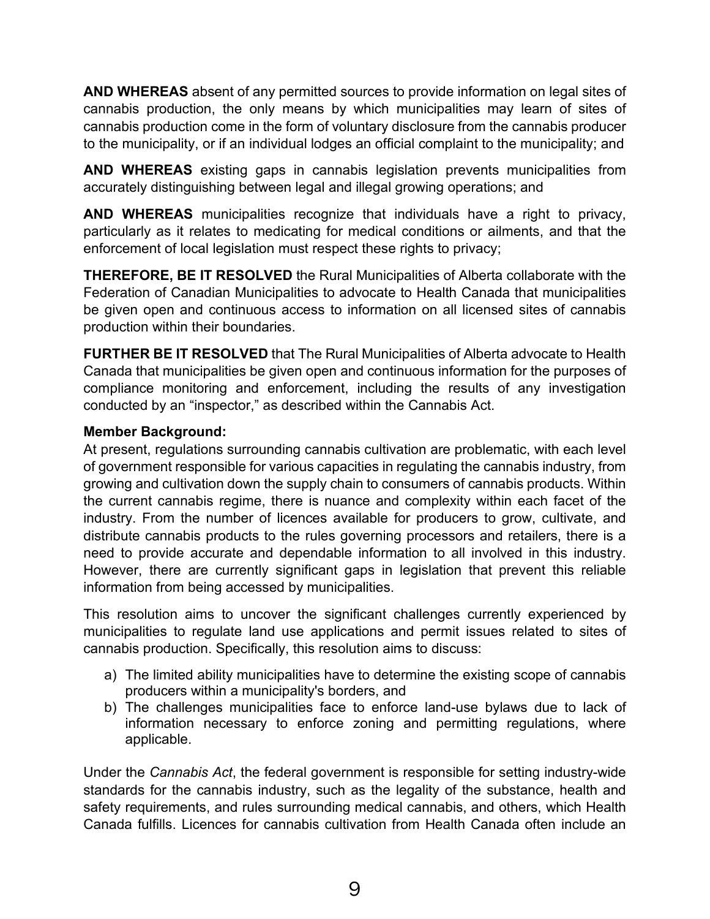**AND WHEREAS** absent of any permitted sources to provide information on legal sites of cannabis production, the only means by which municipalities may learn of sites of cannabis production come in the form of voluntary disclosure from the cannabis producer to the municipality, or if an individual lodges an official complaint to the municipality; and

**AND WHEREAS** existing gaps in cannabis legislation prevents municipalities from accurately distinguishing between legal and illegal growing operations; and

**AND WHEREAS** municipalities recognize that individuals have a right to privacy, particularly as it relates to medicating for medical conditions or ailments, and that the enforcement of local legislation must respect these rights to privacy;

**THEREFORE, BE IT RESOLVED** the Rural Municipalities of Alberta collaborate with the Federation of Canadian Municipalities to advocate to Health Canada that municipalities be given open and continuous access to information on all licensed sites of cannabis production within their boundaries.

**FURTHER BE IT RESOLVED** that The Rural Municipalities of Alberta advocate to Health Canada that municipalities be given open and continuous information for the purposes of compliance monitoring and enforcement, including the results of any investigation conducted by an "inspector," as described within the Cannabis Act.

**Member Background:**

At present, regulations surrounding cannabis cultivation are problematic, with each level of government responsible for various capacities in regulating the cannabis industry, from growing and cultivation down the supply chain to consumers of cannabis products. Within the current cannabis regime, there is nuance and complexity within each facet of the industry. From the number of licences available for producers to grow, cultivate, and distribute cannabis products to the rules governing processors and retailers, there is a need to provide accurate and dependable information to all involved in this industry. However, there are currently significant gaps in legislation that prevent this reliable information from being accessed by municipalities.

This resolution aims to uncover the significant challenges currently experienced by municipalities to regulate land use applications and permit issues related to sites of cannabis production. Specifically, this resolution aims to discuss:

a) The limited ability municipalities have to determine the existing scope of cannabis producers within a municipality's borders, and
b) The challenges municipalities face to enforce land-use bylaws due to lack of information necessary to enforce zoning and permitting regulations, where applicable.

Under the *Cannabis Act*, the federal government is responsible for setting industry-wide standards for the cannabis industry, such as the legality of the substance, health and safety requirements, and rules surrounding medical cannabis, and others, which Health Canada fulfills. Licences for cannabis cultivation from Health Canada often include an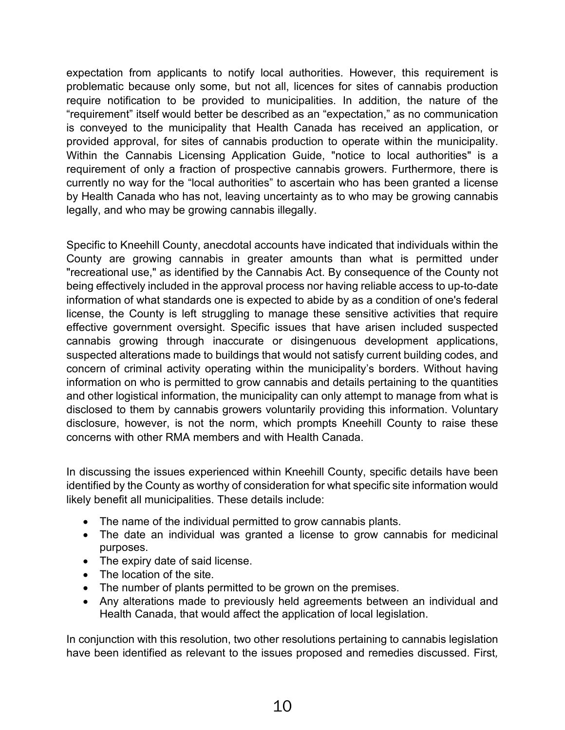expectation from applicants to notify local authorities. However, this requirement is problematic because only some, but not all, licences for sites of cannabis production require notification to be provided to municipalities. In addition, the nature of the "requirement" itself would better be described as an "expectation," as no communication is conveyed to the municipality that Health Canada has received an application, or provided approval, for sites of cannabis production to operate within the municipality. Within the Cannabis Licensing Application Guide, "notice to local authorities" is a requirement of only a fraction of prospective cannabis growers. Furthermore, there is currently no way for the "local authorities" to ascertain who has been granted a license by Health Canada who has not, leaving uncertainty as to who may be growing cannabis legally, and who may be growing cannabis illegally.

Specific to Kneehill County, anecdotal accounts have indicated that individuals within the County are growing cannabis in greater amounts than what is permitted under "recreational use," as identified by the Cannabis Act. By consequence of the County not being effectively included in the approval process nor having reliable access to up-to-date information of what standards one is expected to abide by as a condition of one's federal license, the County is left struggling to manage these sensitive activities that require effective government oversight. Specific issues that have arisen included suspected cannabis growing through inaccurate or disingenuous development applications, suspected alterations made to buildings that would not satisfy current building codes, and concern of criminal activity operating within the municipality's borders. Without having information on who is permitted to grow cannabis and details pertaining to the quantities and other logistical information, the municipality can only attempt to manage from what is disclosed to them by cannabis growers voluntarily providing this information. Voluntary disclosure, however, is not the norm, which prompts Kneehill County to raise these concerns with other RMA members and with Health Canada.

In discussing the issues experienced within Kneehill County, specific details have been identified by the County as worthy of consideration for what specific site information would likely benefit all municipalities. These details include:

- The name of the individual permitted to grow cannabis plants.
- The date an individual was granted a license to grow cannabis for medicinal purposes.
- The expiry date of said license.
- The location of the site.
- The number of plants permitted to be grown on the premises.
- Any alterations made to previously held agreements between an individual and Health Canada, that would affect the application of local legislation.

In conjunction with this resolution, two other resolutions pertaining to cannabis legislation have been identified as relevant to the issues proposed and remedies discussed. First,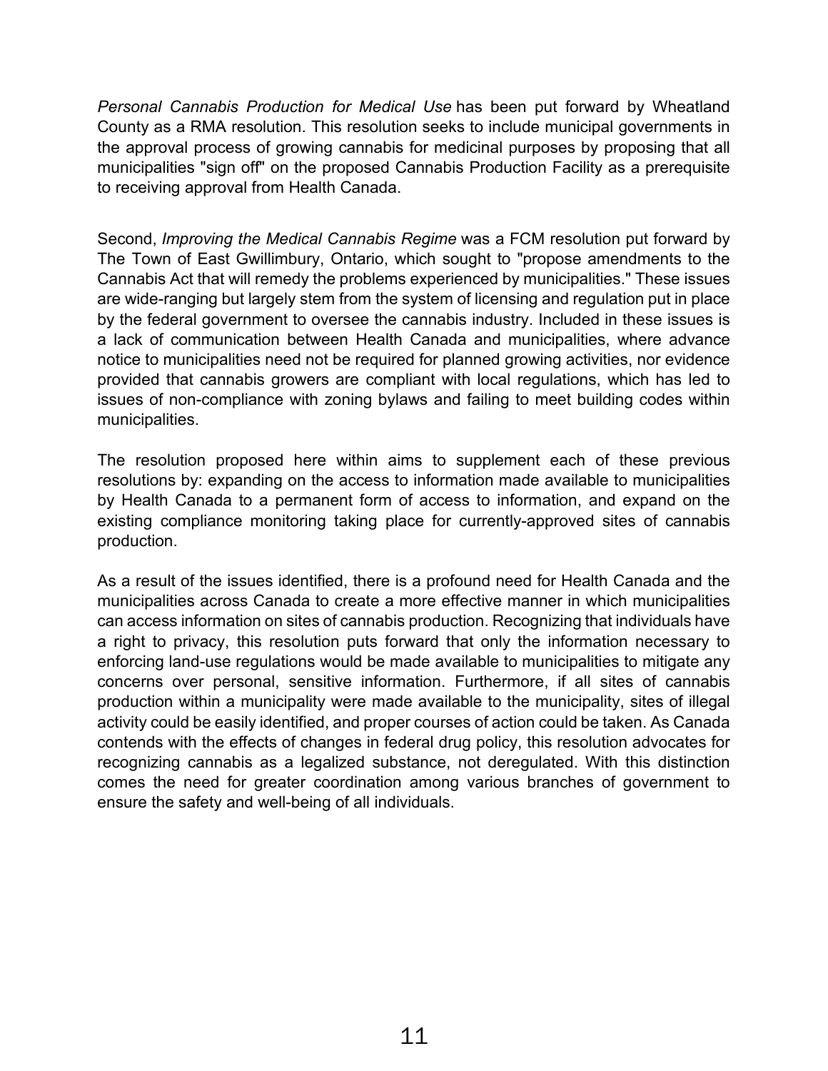*Personal Cannabis Production for Medical Use* has been put forward by Wheatland County as a RMA resolution. This resolution seeks to include municipal governments in the approval process of growing cannabis for medicinal purposes by proposing that all municipalities "sign off" on the proposed Cannabis Production Facility as a prerequisite to receiving approval from Health Canada.

Second, *Improving the Medical Cannabis Regime* was a FCM resolution put forward by The Town of East Gwillimbury, Ontario, which sought to "propose amendments to the Cannabis Act that will remedy the problems experienced by municipalities." These issues are wide-ranging but largely stem from the system of licensing and regulation put in place by the federal government to oversee the cannabis industry. Included in these issues is a lack of communication between Health Canada and municipalities, where advance notice to municipalities need not be required for planned growing activities, nor evidence provided that cannabis growers are compliant with local regulations, which has led to issues of non-compliance with zoning bylaws and failing to meet building codes within municipalities.

The resolution proposed here within aims to supplement each of these previous resolutions by: expanding on the access to information made available to municipalities by Health Canada to a permanent form of access to information, and expand on the existing compliance monitoring taking place for currently-approved sites of cannabis production.

As a result of the issues identified, there is a profound need for Health Canada and the municipalities across Canada to create a more effective manner in which municipalities can access information on sites of cannabis production. Recognizing that individuals have a right to privacy, this resolution puts forward that only the information necessary to enforcing land-use regulations would be made available to municipalities to mitigate any concerns over personal, sensitive information. Furthermore, if all sites of cannabis production within a municipality were made available to the municipality, sites of illegal activity could be easily identified, and proper courses of action could be taken. As Canada contends with the effects of changes in federal drug policy, this resolution advocates for recognizing cannabis as a legalized substance, not deregulated. With this distinction comes the need for greater coordination among various branches of government to ensure the safety and well-being of all individuals.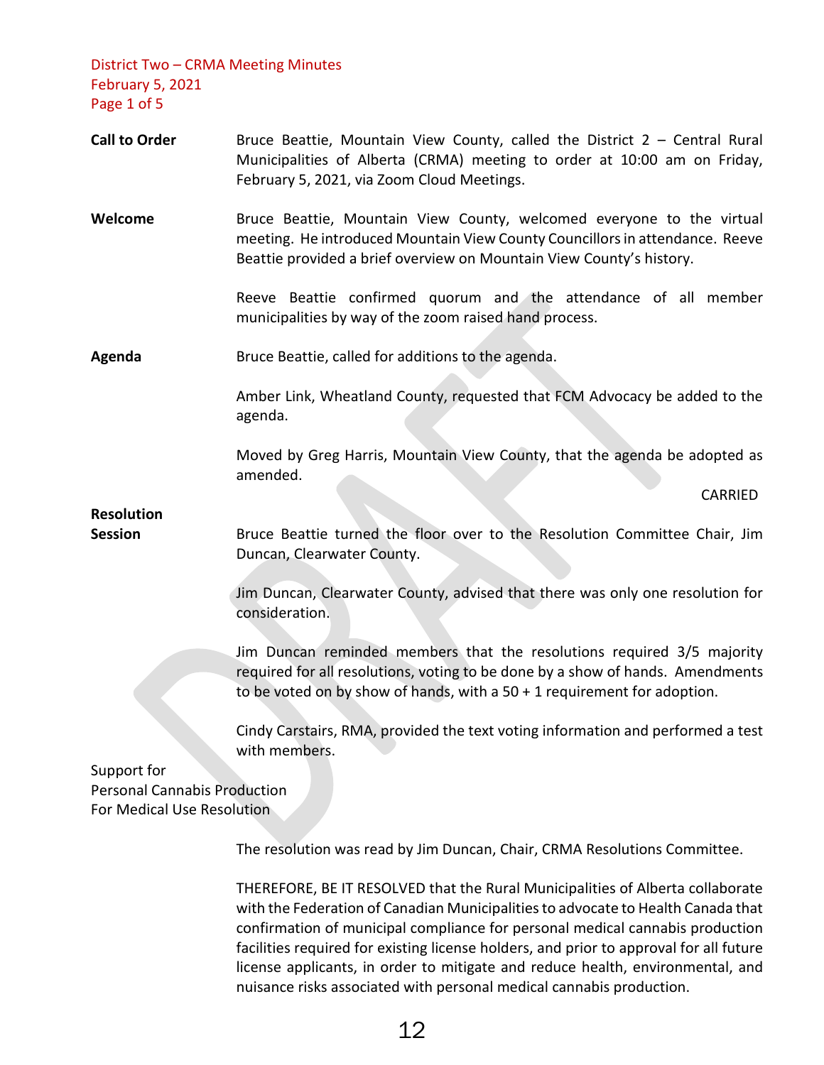District Two – CRMA Meeting Minutes
February 5, 2021

**Call to Order**

Bruce Beattie, Mountain View County, called the District 2 – Central Rural Municipalities of Alberta (CRMA) meeting to order at 10:00 am on Friday, February 5, 2021, via Zoom Cloud Meetings.

**Welcome**

Bruce Beattie, Mountain View County, welcomed everyone to the virtual meeting. He introduced Mountain View County Councillors in attendance. Reeve Beattie provided a brief overview on Mountain View County's history.

Reeve Beattie confirmed quorum and the attendance of all member municipalities by way of the zoom raised hand process.

**Agenda**

Bruce Beattie, called for additions to the agenda.

Amber Link, Wheatland County, requested that FCM Advocacy be added to the agenda.

Moved by Greg Harris, Mountain View County, that the agenda be adopted as amended.

CARRIED

**Resolution Session**

Bruce Beattie turned the floor over to the Resolution Committee Chair, Jim Duncan, Clearwater County.

Jim Duncan, Clearwater County, advised that there was only one resolution for consideration.

Jim Duncan reminded members that the resolutions required 3/5 majority required for all resolutions, voting to be done by a show of hands. Amendments to be voted on by show of hands, with a 50 + 1 requirement for adoption.

Cindy Carstairs, RMA, provided the text voting information and performed a test with members.

Support for Personal Cannabis Production For Medical Use Resolution

The resolution was read by Jim Duncan, Chair, CRMA Resolutions Committee.

THEREFORE, BE IT RESOLVED that the Rural Municipalities of Alberta collaborate with the Federation of Canadian Municipalities to advocate to Health Canada that confirmation of municipal compliance for personal medical cannabis production facilities required for existing license holders, and prior to approval for all future license applicants, in order to mitigate and reduce health, environmental, and nuisance risks associated with personal medical cannabis production.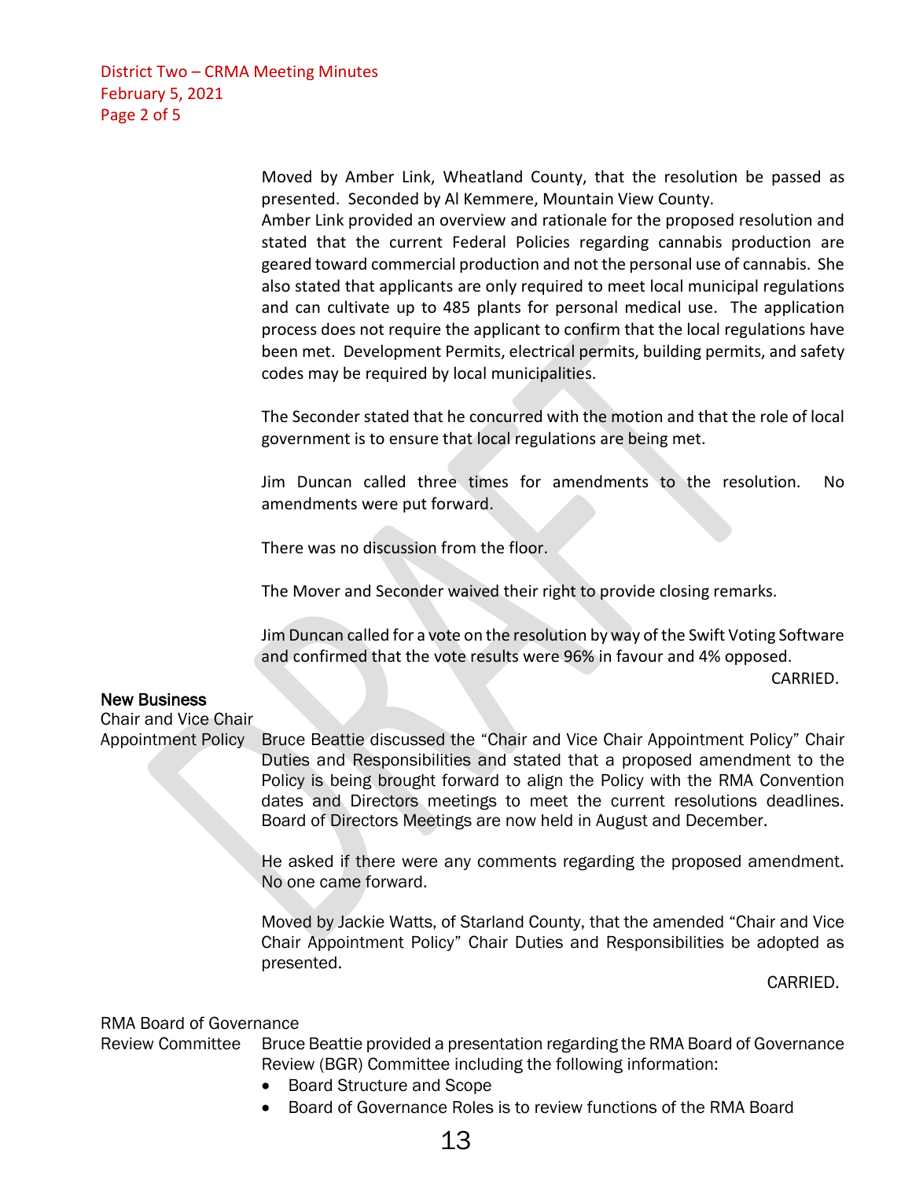Moved by Amber Link, Wheatland County, that the resolution be passed as presented. Seconded by Al Kemmere, Mountain View County.

Amber Link provided an overview and rationale for the proposed resolution and stated that the current Federal Policies regarding cannabis production are geared toward commercial production and not the personal use of cannabis. She also stated that applicants are only required to meet local municipal regulations and can cultivate up to 485 plants for personal medical use. The application process does not require the applicant to confirm that the local regulations have been met. Development Permits, electrical permits, building permits, and safety codes may be required by local municipalities.

The Seconder stated that he concurred with the motion and that the role of local government is to ensure that local regulations are being met.

Jim Duncan called three times for amendments to the resolution. No amendments were put forward.

There was no discussion from the floor.

The Mover and Seconder waived their right to provide closing remarks.

Jim Duncan called for a vote on the resolution by way of the Swift Voting Software and confirmed that the vote results were 96% in favour and 4% opposed.

CARRIED.

**New Business**

Chair and Vice Chair Appointment Policy

Bruce Beattie discussed the "Chair and Vice Chair Appointment Policy" Chair Duties and Responsibilities and stated that a proposed amendment to the Policy is being brought forward to align the Policy with the RMA Convention dates and Directors meetings to meet the current resolutions deadlines. Board of Directors Meetings are now held in August and December.

He asked if there were any comments regarding the proposed amendment. No one came forward.

Moved by Jackie Watts, of Starland County, that the amended "Chair and Vice Chair Appointment Policy" Chair Duties and Responsibilities be adopted as presented.

CARRIED.

RMA Board of Governance Review Committee

Bruce Beattie provided a presentation regarding the RMA Board of Governance Review (BGR) Committee including the following information:

- Board Structure and Scope
- Board of Governance Roles is to review functions of the RMA Board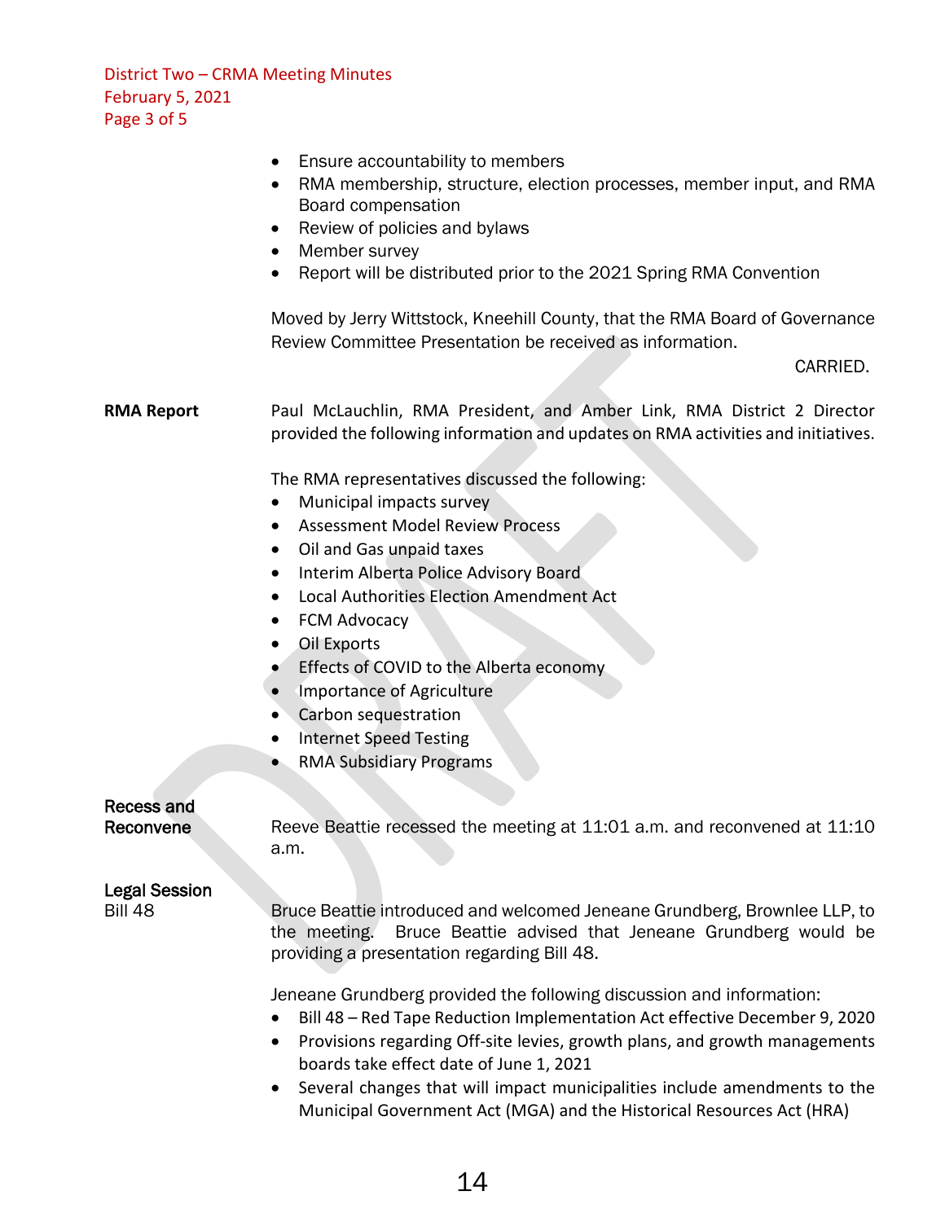- Ensure accountability to members
- RMA membership, structure, election processes, member input, and RMA Board compensation
- Review of policies and bylaws
- Member survey
- Report will be distributed prior to the 2021 Spring RMA Convention

Moved by Jerry Wittstock, Kneehill County, that the RMA Board of Governance Review Committee Presentation be received as information.

CARRIED.

**RMA Report**

Paul McLauchlin, RMA President, and Amber Link, RMA District 2 Director provided the following information and updates on RMA activities and initiatives.

The RMA representatives discussed the following:

- Municipal impacts survey
- Assessment Model Review Process
- Oil and Gas unpaid taxes
- Interim Alberta Police Advisory Board
- Local Authorities Election Amendment Act
- FCM Advocacy
- Oil Exports
- Effects of COVID to the Alberta economy
- Importance of Agriculture
- Carbon sequestration
- Internet Speed Testing
- RMA Subsidiary Programs

**Recess and Reconvene**

Reeve Beattie recessed the meeting at 11:01 a.m. and reconvened at 11:10 a.m.

**Legal Session**
Bill 48

Bruce Beattie introduced and welcomed Jeneane Grundberg, Brownlee LLP, to the meeting. Bruce Beattie advised that Jeneane Grundberg would be providing a presentation regarding Bill 48.

Jeneane Grundberg provided the following discussion and information:

- Bill 48 – Red Tape Reduction Implementation Act effective December 9, 2020
- Provisions regarding Off-site levies, growth plans, and growth managements boards take effect date of June 1, 2021
- Several changes that will impact municipalities include amendments to the Municipal Government Act (MGA) and the Historical Resources Act (HRA)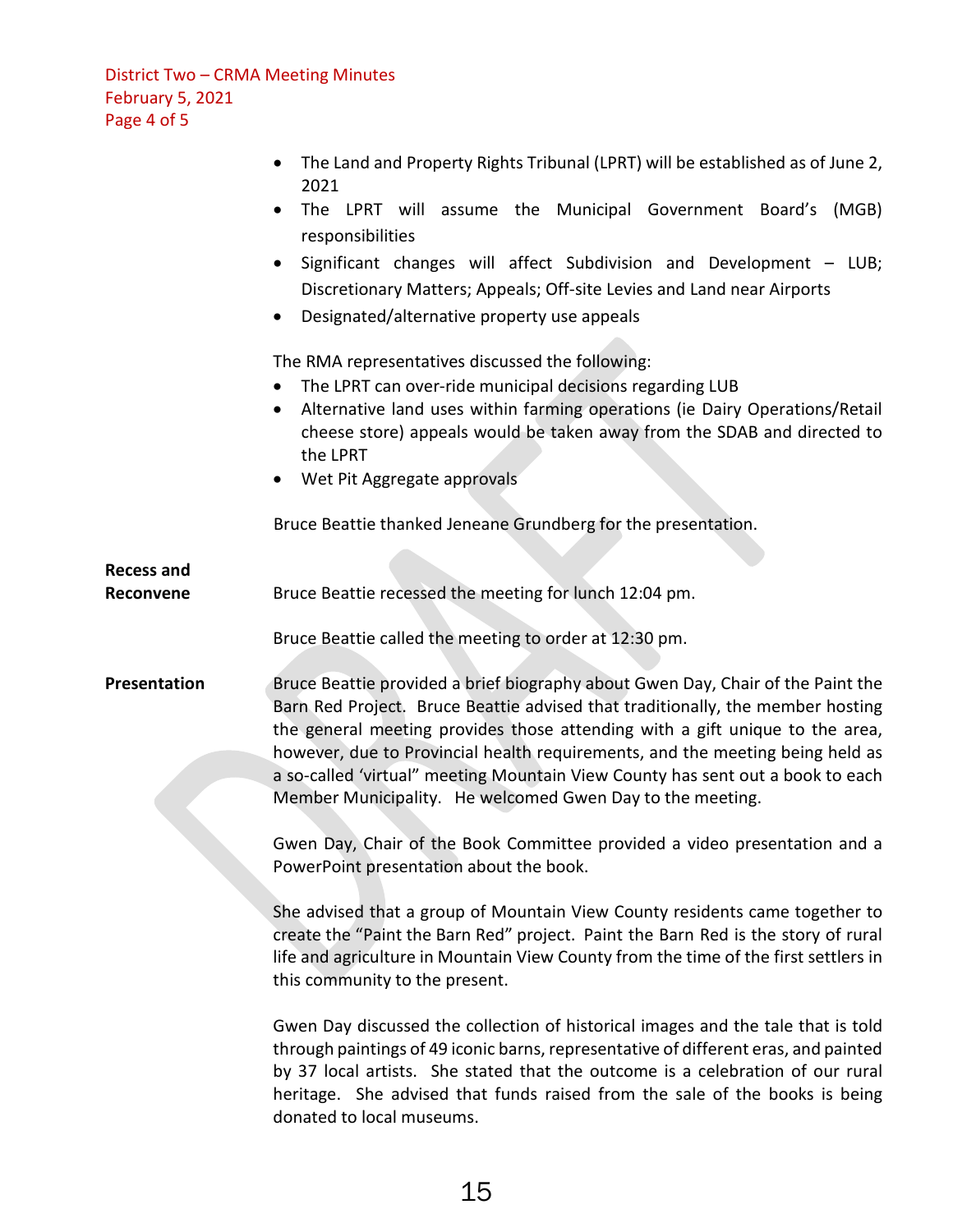- The Land and Property Rights Tribunal (LPRT) will be established as of June 2, 2021
- The LPRT will assume the Municipal Government Board's (MGB) responsibilities
- Significant changes will affect Subdivision and Development – LUB; Discretionary Matters; Appeals; Off-site Levies and Land near Airports
- Designated/alternative property use appeals

The RMA representatives discussed the following:

- The LPRT can over-ride municipal decisions regarding LUB
- Alternative land uses within farming operations (ie Dairy Operations/Retail cheese store) appeals would be taken away from the SDAB and directed to the LPRT
- Wet Pit Aggregate approvals

Bruce Beattie thanked Jeneane Grundberg for the presentation.

**Recess and Reconvene**

Bruce Beattie recessed the meeting for lunch 12:04 pm.

Bruce Beattie called the meeting to order at 12:30 pm.

**Presentation**

Bruce Beattie provided a brief biography about Gwen Day, Chair of the Paint the Barn Red Project. Bruce Beattie advised that traditionally, the member hosting the general meeting provides those attending with a gift unique to the area, however, due to Provincial health requirements, and the meeting being held as a so-called 'virtual" meeting Mountain View County has sent out a book to each Member Municipality. He welcomed Gwen Day to the meeting.

Gwen Day, Chair of the Book Committee provided a video presentation and a PowerPoint presentation about the book.

She advised that a group of Mountain View County residents came together to create the "Paint the Barn Red" project. Paint the Barn Red is the story of rural life and agriculture in Mountain View County from the time of the first settlers in this community to the present.

Gwen Day discussed the collection of historical images and the tale that is told through paintings of 49 iconic barns, representative of different eras, and painted by 37 local artists. She stated that the outcome is a celebration of our rural heritage. She advised that funds raised from the sale of the books is being donated to local museums.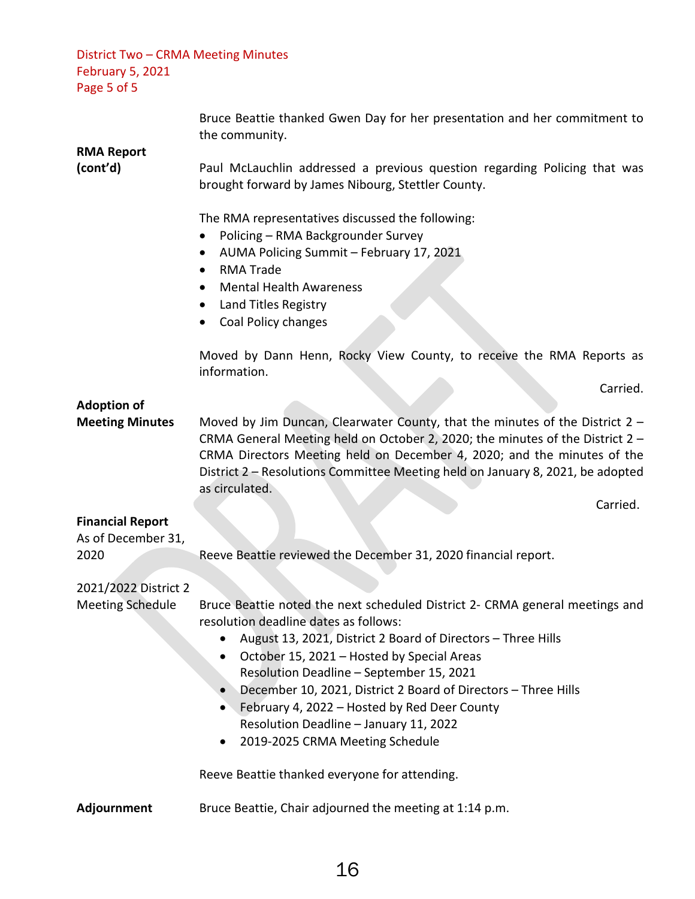Bruce Beattie thanked Gwen Day for her presentation and her commitment to the community.

**RMA Report (cont'd)**

Paul McLauchlin addressed a previous question regarding Policing that was brought forward by James Nibourg, Stettler County.

The RMA representatives discussed the following:

- Policing – RMA Backgrounder Survey
- AUMA Policing Summit – February 17, 2021
- RMA Trade
- Mental Health Awareness
- Land Titles Registry
- Coal Policy changes

Moved by Dann Henn, Rocky View County, to receive the RMA Reports as information.

Carried.

**Adoption of Meeting Minutes**

Moved by Jim Duncan, Clearwater County, that the minutes of the District 2 – CRMA General Meeting held on October 2, 2020; the minutes of the District 2 – CRMA Directors Meeting held on December 4, 2020; and the minutes of the District 2 – Resolutions Committee Meeting held on January 8, 2021, be adopted as circulated.

Carried.

**Financial Report**
As of December 31, 2020

Reeve Beattie reviewed the December 31, 2020 financial report.

2021/2022 District 2 Meeting Schedule

Bruce Beattie noted the next scheduled District 2- CRMA general meetings and resolution deadline dates as follows:

- August 13, 2021, District 2 Board of Directors – Three Hills
- October 15, 2021 – Hosted by Special Areas
  Resolution Deadline – September 15, 2021
- December 10, 2021, District 2 Board of Directors – Three Hills
- February 4, 2022 – Hosted by Red Deer County
  Resolution Deadline – January 11, 2022
- 2019-2025 CRMA Meeting Schedule

Reeve Beattie thanked everyone for attending.

**Adjournment**

Bruce Beattie, Chair adjourned the meeting at 1:14 p.m.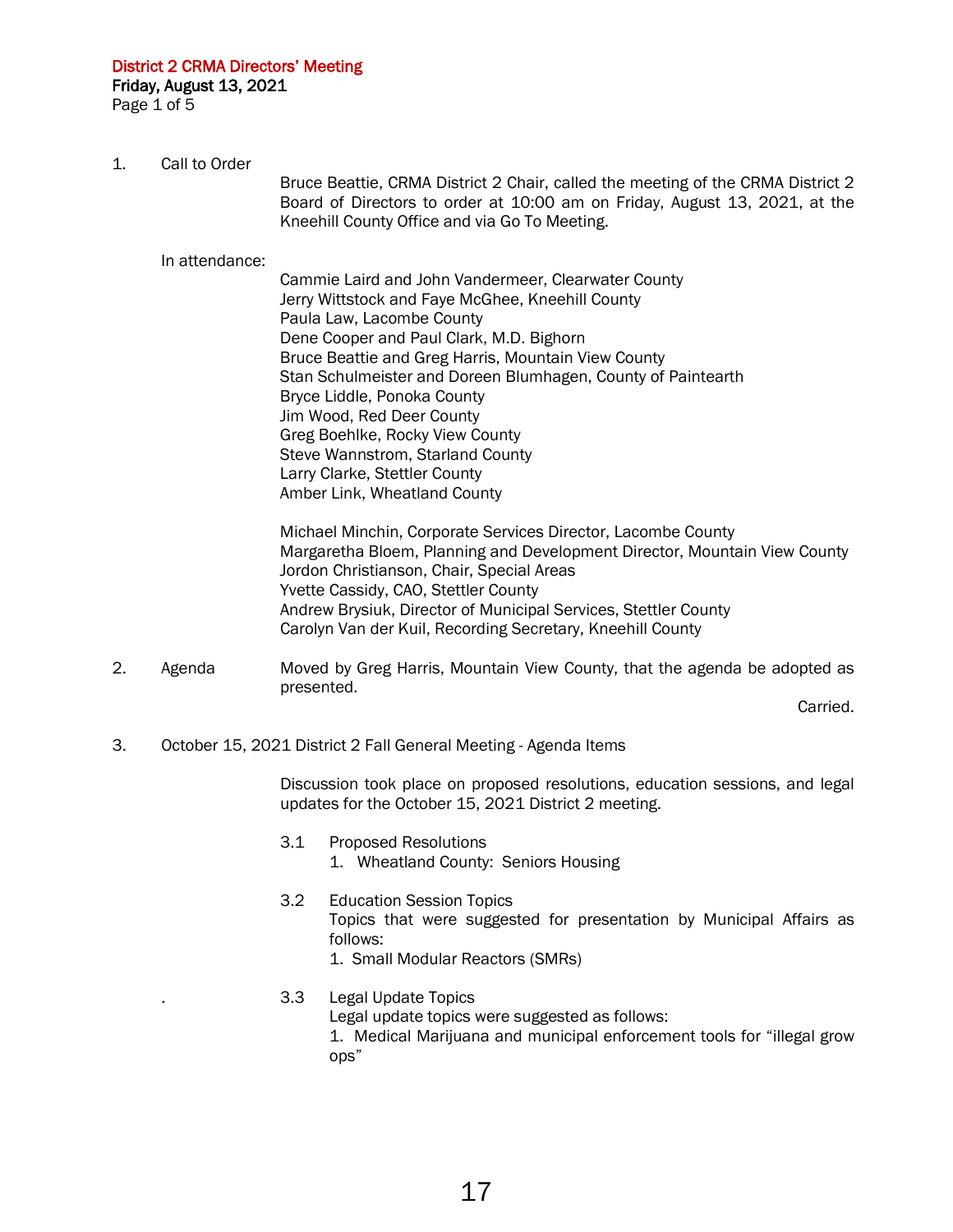**District 2 CRMA Directors' Meeting**
**Friday, August 13, 2021**

1. Call to Order

   Bruce Beattie, CRMA District 2 Chair, called the meeting of the CRMA District 2 Board of Directors to order at 10:00 am on Friday, August 13, 2021, at the Kneehill County Office and via Go To Meeting.

   In attendance:

   Cammie Laird and John Vandermeer, Clearwater County
   Jerry Wittstock and Faye McGhee, Kneehill County
   Paula Law, Lacombe County
   Dene Cooper and Paul Clark, M.D. Bighorn
   Bruce Beattie and Greg Harris, Mountain View County
   Stan Schulmeister and Doreen Blumhagen, County of Paintearth
   Bryce Liddle, Ponoka County
   Jim Wood, Red Deer County
   Greg Boehlke, Rocky View County
   Steve Wannstrom, Starland County
   Larry Clarke, Stettler County
   Amber Link, Wheatland County

   Michael Minchin, Corporate Services Director, Lacombe County
   Margaretha Bloem, Planning and Development Director, Mountain View County
   Jordon Christianson, Chair, Special Areas
   Yvette Cassidy, CAO, Stettler County
   Andrew Brysiuk, Director of Municipal Services, Stettler County
   Carolyn Van der Kuil, Recording Secretary, Kneehill County

2. Agenda

   Moved by Greg Harris, Mountain View County, that the agenda be adopted as presented.

   Carried.

3. October 15, 2021 District 2 Fall General Meeting - Agenda Items

   Discussion took place on proposed resolutions, education sessions, and legal updates for the October 15, 2021 District 2 meeting.

   3.1 Proposed Resolutions
   1. Wheatland County: Seniors Housing

   3.2 Education Session Topics
   Topics that were suggested for presentation by Municipal Affairs as follows:
   1. Small Modular Reactors (SMRs)

   3.3 Legal Update Topics
   Legal update topics were suggested as follows:
   1. Medical Marijuana and municipal enforcement tools for "illegal grow ops"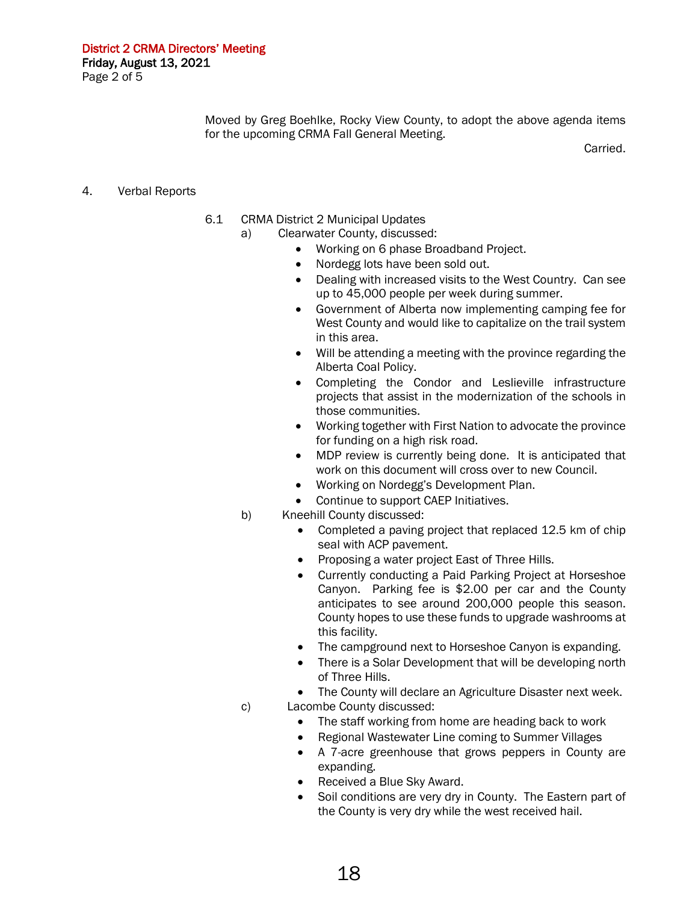Moved by Greg Boehlke, Rocky View County, to adopt the above agenda items for the upcoming CRMA Fall General Meeting.

Carried.

4. Verbal Reports

6.1 CRMA District 2 Municipal Updates

a) Clearwater County, discussed:

- Working on 6 phase Broadband Project.
- Nordegg lots have been sold out.
- Dealing with increased visits to the West Country. Can see up to 45,000 people per week during summer.
- Government of Alberta now implementing camping fee for West County and would like to capitalize on the trail system in this area.
- Will be attending a meeting with the province regarding the Alberta Coal Policy.
- Completing the Condor and Leslieville infrastructure projects that assist in the modernization of the schools in those communities.
- Working together with First Nation to advocate the province for funding on a high risk road.
- MDP review is currently being done. It is anticipated that work on this document will cross over to new Council.
- Working on Nordegg's Development Plan.
- Continue to support CAEP Initiatives.

b) Kneehill County discussed:

- Completed a paving project that replaced 12.5 km of chip seal with ACP pavement.
- Proposing a water project East of Three Hills.
- Currently conducting a Paid Parking Project at Horseshoe Canyon. Parking fee is $2.00 per car and the County anticipates to see around 200,000 people this season. County hopes to use these funds to upgrade washrooms at this facility.
- The campground next to Horseshoe Canyon is expanding.
- There is a Solar Development that will be developing north of Three Hills.
- The County will declare an Agriculture Disaster next week.

c) Lacombe County discussed:

- The staff working from home are heading back to work
- Regional Wastewater Line coming to Summer Villages
- A 7-acre greenhouse that grows peppers in County are expanding.
- Received a Blue Sky Award.
- Soil conditions are very dry in County. The Eastern part of the County is very dry while the west received hail.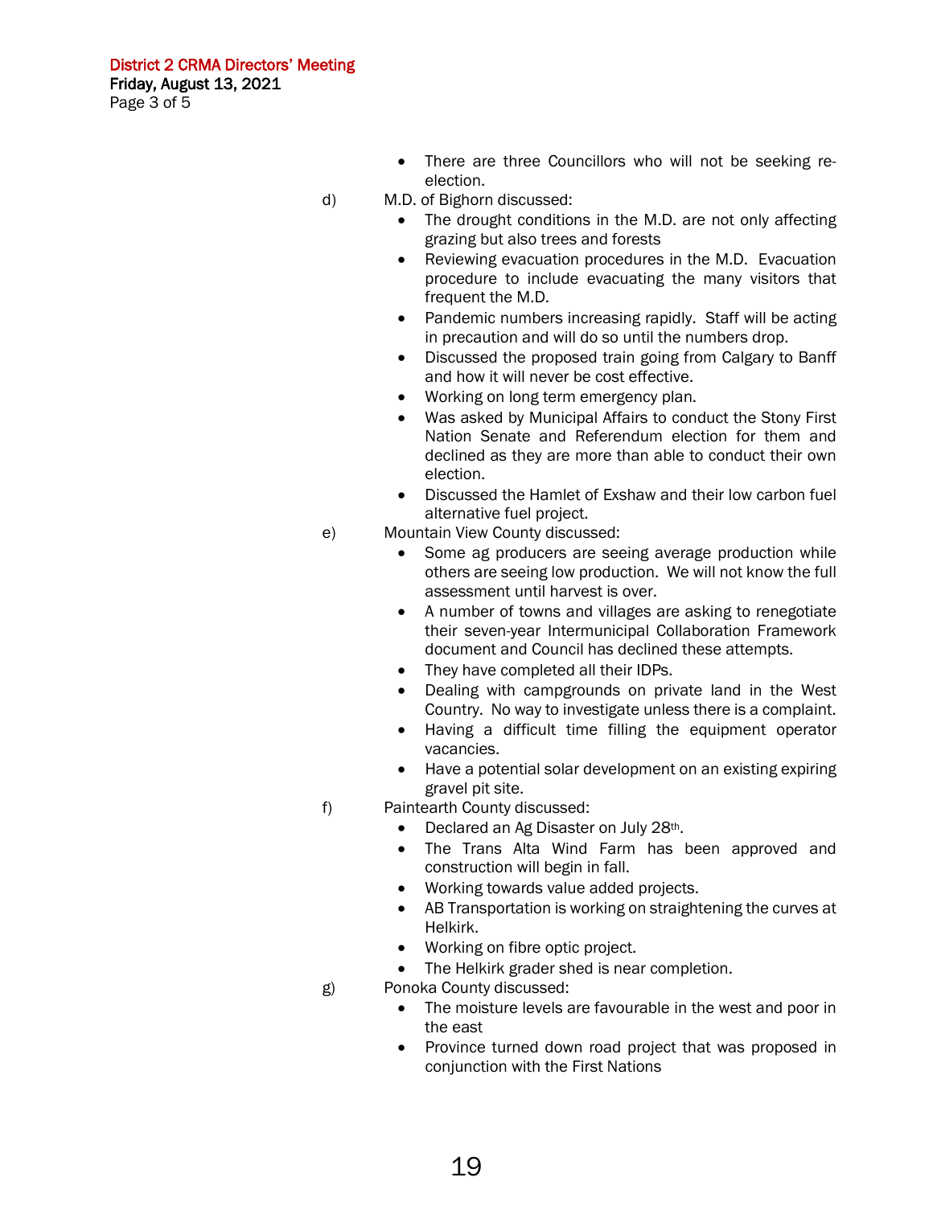- There are three Councillors who will not be seeking re-election.

d) M.D. of Bighorn discussed:

- The drought conditions in the M.D. are not only affecting grazing but also trees and forests
- Reviewing evacuation procedures in the M.D. Evacuation procedure to include evacuating the many visitors that frequent the M.D.
- Pandemic numbers increasing rapidly. Staff will be acting in precaution and will do so until the numbers drop.
- Discussed the proposed train going from Calgary to Banff and how it will never be cost effective.
- Working on long term emergency plan.
- Was asked by Municipal Affairs to conduct the Stony First Nation Senate and Referendum election for them and declined as they are more than able to conduct their own election.
- Discussed the Hamlet of Exshaw and their low carbon fuel alternative fuel project.

e) Mountain View County discussed:

- Some ag producers are seeing average production while others are seeing low production. We will not know the full assessment until harvest is over.
- A number of towns and villages are asking to renegotiate their seven-year Intermunicipal Collaboration Framework document and Council has declined these attempts.
- They have completed all their IDPs.
- Dealing with campgrounds on private land in the West Country. No way to investigate unless there is a complaint.
- Having a difficult time filling the equipment operator vacancies.
- Have a potential solar development on an existing expiring gravel pit site.

f) Paintearth County discussed:

- Declared an Ag Disaster on July 28th.
- The Trans Alta Wind Farm has been approved and construction will begin in fall.
- Working towards value added projects.
- AB Transportation is working on straightening the curves at Helkirk.
- Working on fibre optic project.
- The Helkirk grader shed is near completion.

g) Ponoka County discussed:

- The moisture levels are favourable in the west and poor in the east
- Province turned down road project that was proposed in conjunction with the First Nations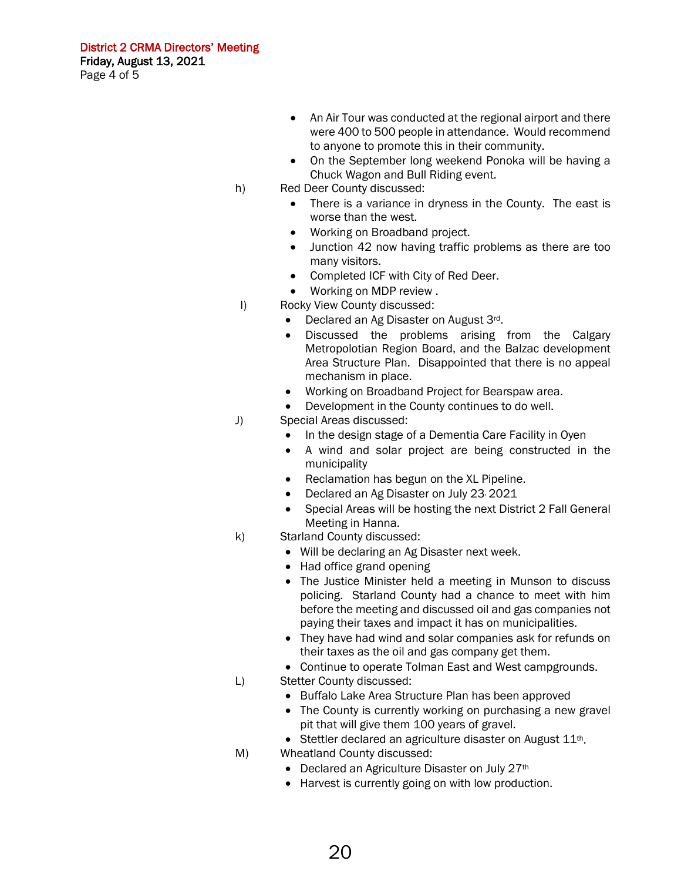- An Air Tour was conducted at the regional airport and there were 400 to 500 people in attendance. Would recommend to anyone to promote this in their community.
- On the September long weekend Ponoka will be having a Chuck Wagon and Bull Riding event.

h) Red Deer County discussed:
- There is a variance in dryness in the County. The east is worse than the west.
- Working on Broadband project.
- Junction 42 now having traffic problems as there are too many visitors.
- Completed ICF with City of Red Deer.
- Working on MDP review .

I) Rocky View County discussed:
- Declared an Ag Disaster on August 3rd.
- Discussed the problems arising from the Calgary Metropolotian Region Board, and the Balzac development Area Structure Plan. Disappointed that there is no appeal mechanism in place.
- Working on Broadband Project for Bearspaw area.
- Development in the County continues to do well.

J) Special Areas discussed:
- In the design stage of a Dementia Care Facility in Oyen
- A wind and solar project are being constructed in the municipality
- Reclamation has begun on the XL Pipeline.
- Declared an Ag Disaster on July 23, 2021
- Special Areas will be hosting the next District 2 Fall General Meeting in Hanna.

k) Starland County discussed:
- Will be declaring an Ag Disaster next week.
- Had office grand opening
- The Justice Minister held a meeting in Munson to discuss policing. Starland County had a chance to meet with him before the meeting and discussed oil and gas companies not paying their taxes and impact it has on municipalities.
- They have had wind and solar companies ask for refunds on their taxes as the oil and gas company get them.
- Continue to operate Tolman East and West campgrounds.

L) Stetter County discussed:
- Buffalo Lake Area Structure Plan has been approved
- The County is currently working on purchasing a new gravel pit that will give them 100 years of gravel.
- Stettler declared an agriculture disaster on August 11th.

M) Wheatland County discussed:
- Declared an Agriculture Disaster on July 27th
- Harvest is currently going on with low production.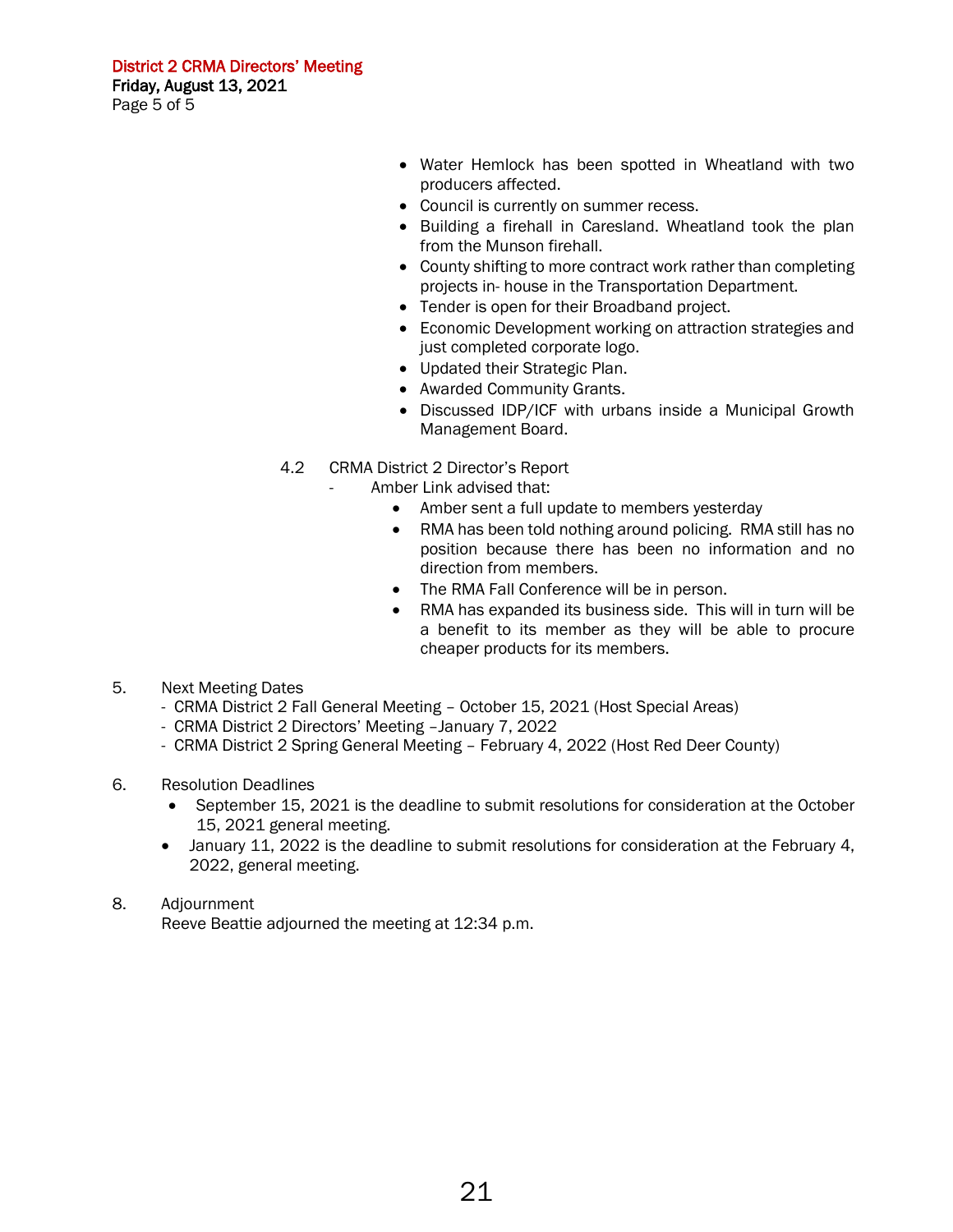- Water Hemlock has been spotted in Wheatland with two producers affected.
- Council is currently on summer recess.
- Building a firehall in Caresland. Wheatland took the plan from the Munson firehall.
- County shifting to more contract work rather than completing projects in- house in the Transportation Department.
- Tender is open for their Broadband project.
- Economic Development working on attraction strategies and just completed corporate logo.
- Updated their Strategic Plan.
- Awarded Community Grants.
- Discussed IDP/ICF with urbans inside a Municipal Growth Management Board.

4.2 CRMA District 2 Director's Report

- Amber Link advised that:
  - Amber sent a full update to members yesterday
  - RMA has been told nothing around policing. RMA still has no position because there has been no information and no direction from members.
  - The RMA Fall Conference will be in person.
  - RMA has expanded its business side. This will in turn will be a benefit to its member as they will be able to procure cheaper products for its members.

5. Next Meeting Dates
   - CRMA District 2 Fall General Meeting – October 15, 2021 (Host Special Areas)
   - CRMA District 2 Directors' Meeting –January 7, 2022
   - CRMA District 2 Spring General Meeting – February 4, 2022 (Host Red Deer County)

6. Resolution Deadlines
   - September 15, 2021 is the deadline to submit resolutions for consideration at the October 15, 2021 general meeting.
   - January 11, 2022 is the deadline to submit resolutions for consideration at the February 4, 2022, general meeting.

8. Adjournment

Reeve Beattie adjourned the meeting at 12:34 p.m.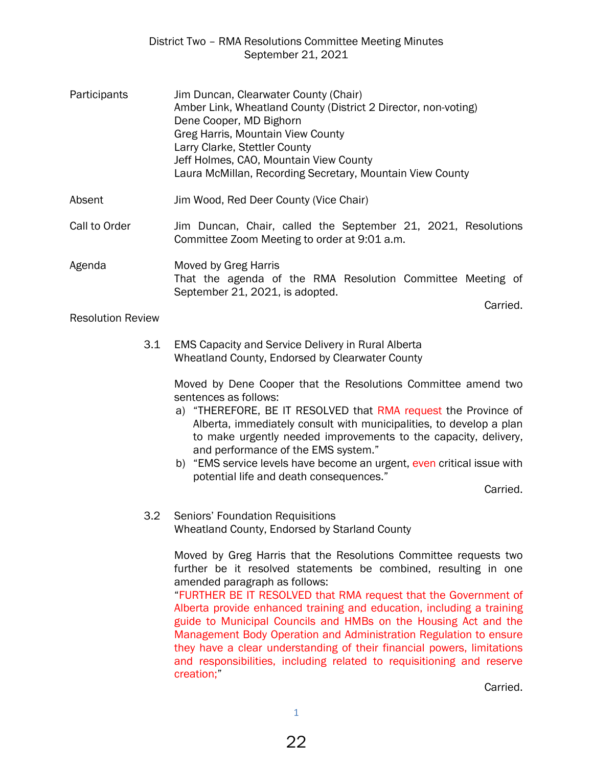# District Two – RMA Resolutions Committee Meeting Minutes
## September 21, 2021

**Participants**
Jim Duncan, Clearwater County (Chair)
Amber Link, Wheatland County (District 2 Director, non-voting)
Dene Cooper, MD Bighorn
Greg Harris, Mountain View County
Larry Clarke, Stettler County
Jeff Holmes, CAO, Mountain View County
Laura McMillan, Recording Secretary, Mountain View County

**Absent**
Jim Wood, Red Deer County (Vice Chair)

**Call to Order**
Jim Duncan, Chair, called the September 21, 2021, Resolutions Committee Zoom Meeting to order at 9:01 a.m.

**Agenda**
Moved by Greg Harris
That the agenda of the RMA Resolution Committee Meeting of September 21, 2021, is adopted.

Carried.

**Resolution Review**

3.1 EMS Capacity and Service Delivery in Rural Alberta
Wheatland County, Endorsed by Clearwater County

Moved by Dene Cooper that the Resolutions Committee amend two sentences as follows:

a) “THEREFORE, BE IT RESOLVED that RMA request the Province of Alberta, immediately consult with municipalities, to develop a plan to make urgently needed improvements to the capacity, delivery, and performance of the EMS system.”
b) “EMS service levels have become an urgent, even critical issue with potential life and death consequences.”

Carried.

3.2 Seniors’ Foundation Requisitions
Wheatland County, Endorsed by Starland County

Moved by Greg Harris that the Resolutions Committee requests two further be it resolved statements be combined, resulting in one amended paragraph as follows:
“FURTHER BE IT RESOLVED that RMA request that the Government of Alberta provide enhanced training and education, including a training guide to Municipal Councils and HMBs on the Housing Act and the Management Body Operation and Administration Regulation to ensure they have a clear understanding of their financial powers, limitations and responsibilities, including related to requisitioning and reserve creation;”

Carried.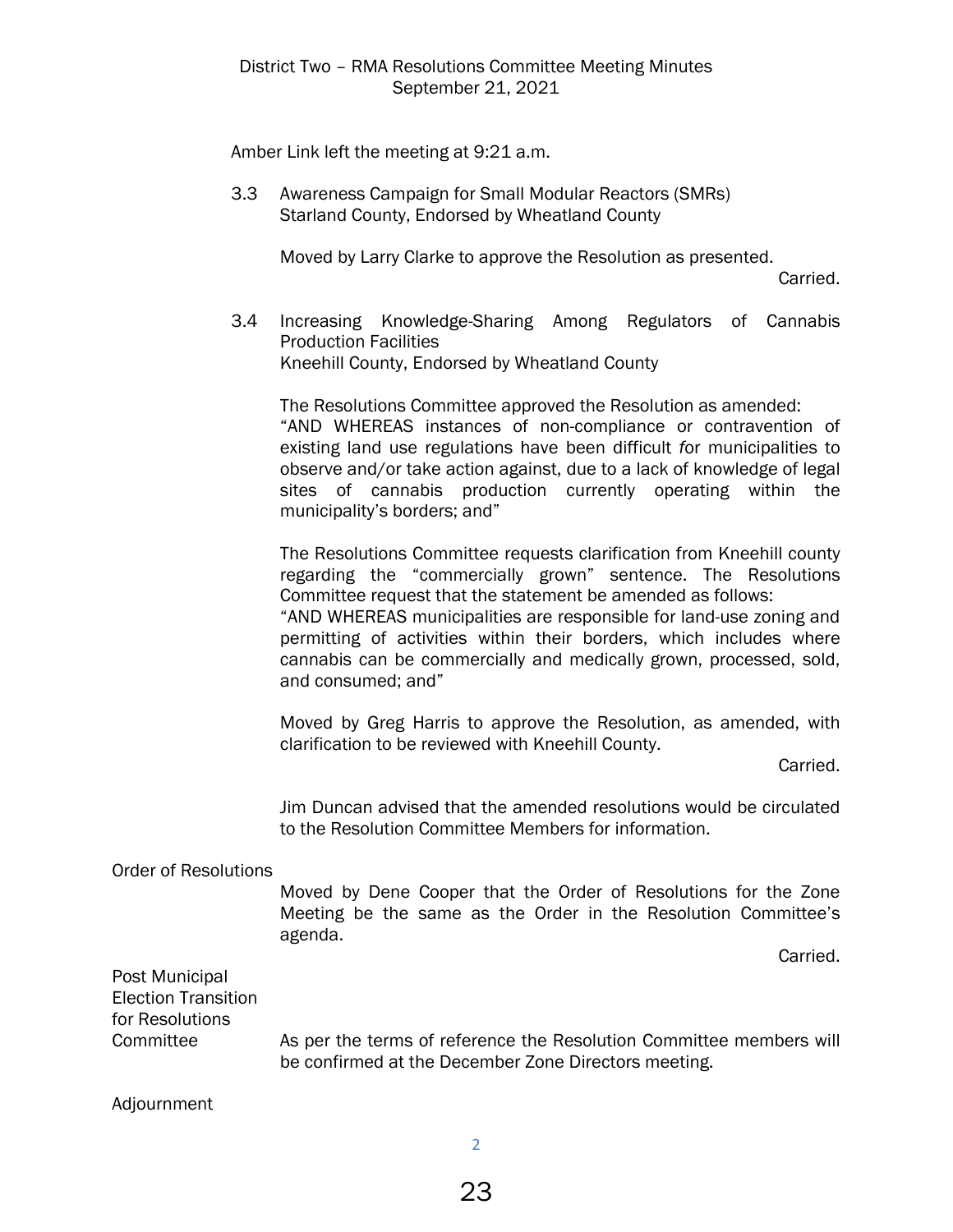Amber Link left the meeting at 9:21 a.m.

3.3 Awareness Campaign for Small Modular Reactors (SMRs)
Starland County, Endorsed by Wheatland County

Moved by Larry Clarke to approve the Resolution as presented.

Carried.

3.4 Increasing Knowledge-Sharing Among Regulators of Cannabis Production Facilities
Kneehill County, Endorsed by Wheatland County

The Resolutions Committee approved the Resolution as amended:
"AND WHEREAS instances of non-compliance or contravention of existing land use regulations have been difficult for municipalities to observe and/or take action against, due to a lack of knowledge of legal sites of cannabis production currently operating within the municipality's borders; and"

The Resolutions Committee requests clarification from Kneehill county regarding the "commercially grown" sentence. The Resolutions Committee request that the statement be amended as follows:
"AND WHEREAS municipalities are responsible for land-use zoning and permitting of activities within their borders, which includes where cannabis can be commercially and medically grown, processed, sold, and consumed; and"

Moved by Greg Harris to approve the Resolution, as amended, with clarification to be reviewed with Kneehill County.

Carried.

Jim Duncan advised that the amended resolutions would be circulated to the Resolution Committee Members for information.

**Order of Resolutions**

Moved by Dene Cooper that the Order of Resolutions for the Zone Meeting be the same as the Order in the Resolution Committee's agenda.

Carried.

**Post Municipal Election Transition for Resolutions Committee**

As per the terms of reference the Resolution Committee members will be confirmed at the December Zone Directors meeting.

**Adjournment**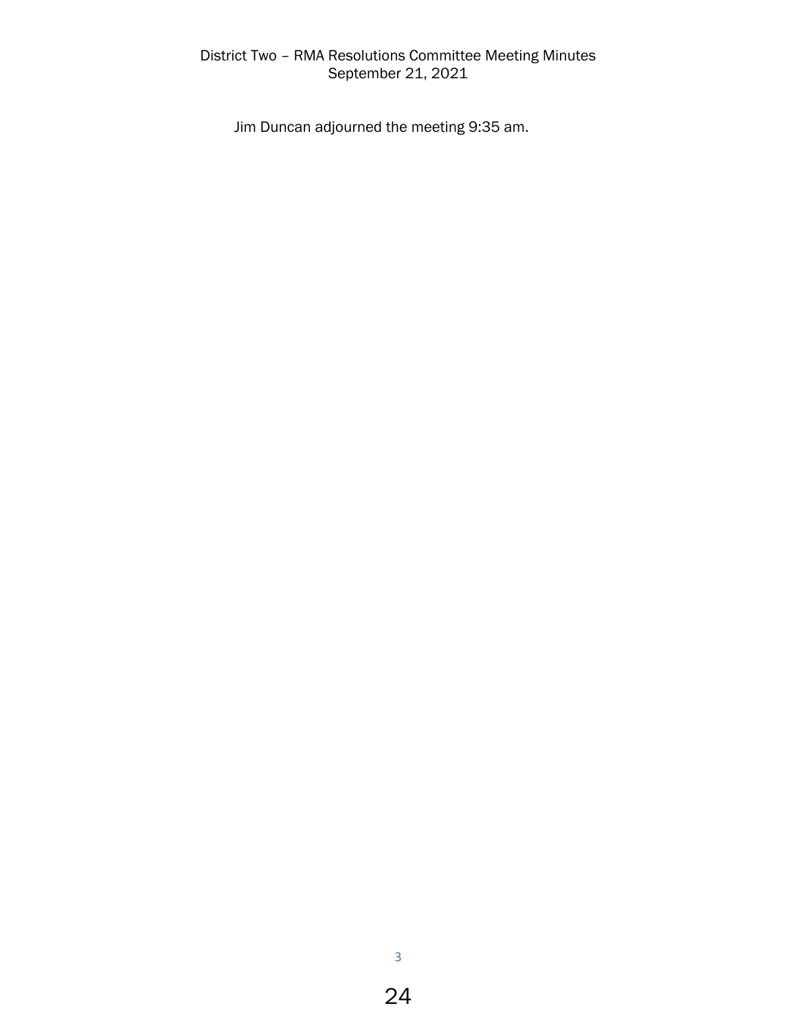Jim Duncan adjourned the meeting 9:35 am.